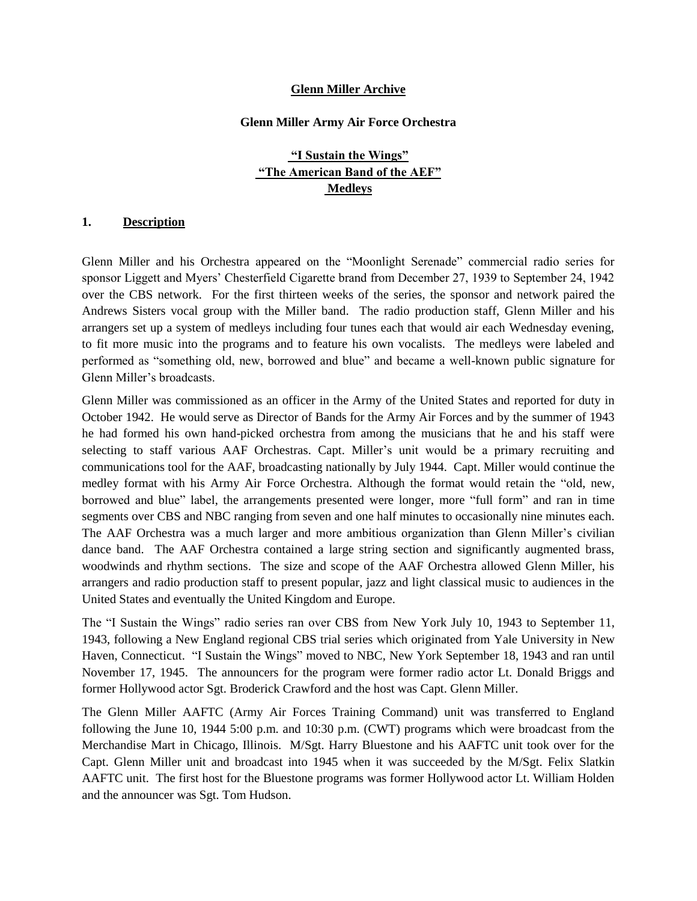# Glenn Miller Archive

## Glenn Miller Army Air Force Orchestra

## "I Sustain the Wings"
## "The American Band of the AEF"
## Medleys

### 1. Description

Glenn Miller and his Orchestra appeared on the "Moonlight Serenade" commercial radio series for sponsor Liggett and Myers' Chesterfield Cigarette brand from December 27, 1939 to September 24, 1942 over the CBS network. For the first thirteen weeks of the series, the sponsor and network paired the Andrews Sisters vocal group with the Miller band. The radio production staff, Glenn Miller and his arrangers set up a system of medleys including four tunes each that would air each Wednesday evening, to fit more music into the programs and to feature his own vocalists. The medleys were labeled and performed as "something old, new, borrowed and blue" and became a well-known public signature for Glenn Miller's broadcasts.

Glenn Miller was commissioned as an officer in the Army of the United States and reported for duty in October 1942. He would serve as Director of Bands for the Army Air Forces and by the summer of 1943 he had formed his own hand-picked orchestra from among the musicians that he and his staff were selecting to staff various AAF Orchestras. Capt. Miller's unit would be a primary recruiting and communications tool for the AAF, broadcasting nationally by July 1944. Capt. Miller would continue the medley format with his Army Air Force Orchestra. Although the format would retain the "old, new, borrowed and blue" label, the arrangements presented were longer, more "full form" and ran in time segments over CBS and NBC ranging from seven and one half minutes to occasionally nine minutes each. The AAF Orchestra was a much larger and more ambitious organization than Glenn Miller's civilian dance band. The AAF Orchestra contained a large string section and significantly augmented brass, woodwinds and rhythm sections. The size and scope of the AAF Orchestra allowed Glenn Miller, his arrangers and radio production staff to present popular, jazz and light classical music to audiences in the United States and eventually the United Kingdom and Europe.

The "I Sustain the Wings" radio series ran over CBS from New York July 10, 1943 to September 11, 1943, following a New England regional CBS trial series which originated from Yale University in New Haven, Connecticut. "I Sustain the Wings" moved to NBC, New York September 18, 1943 and ran until November 17, 1945. The announcers for the program were former radio actor Lt. Donald Briggs and former Hollywood actor Sgt. Broderick Crawford and the host was Capt. Glenn Miller.

The Glenn Miller AAFTC (Army Air Forces Training Command) unit was transferred to England following the June 10, 1944 5:00 p.m. and 10:30 p.m. (CWT) programs which were broadcast from the Merchandise Mart in Chicago, Illinois. M/Sgt. Harry Bluestone and his AAFTC unit took over for the Capt. Glenn Miller unit and broadcast into 1945 when it was succeeded by the M/Sgt. Felix Slatkin AAFTC unit. The first host for the Bluestone programs was former Hollywood actor Lt. William Holden and the announcer was Sgt. Tom Hudson.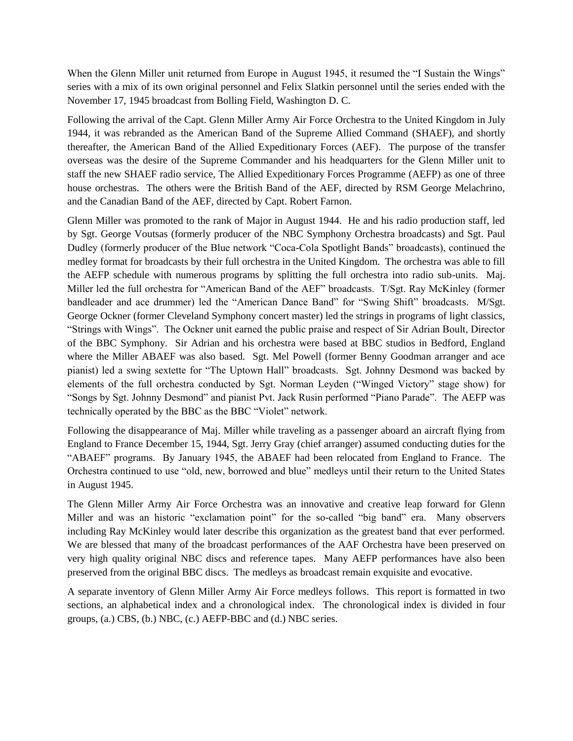When the Glenn Miller unit returned from Europe in August 1945, it resumed the "I Sustain the Wings" series with a mix of its own original personnel and Felix Slatkin personnel until the series ended with the November 17, 1945 broadcast from Bolling Field, Washington D. C.

Following the arrival of the Capt. Glenn Miller Army Air Force Orchestra to the United Kingdom in July 1944, it was rebranded as the American Band of the Supreme Allied Command (SHAEF), and shortly thereafter, the American Band of the Allied Expeditionary Forces (AEF). The purpose of the transfer overseas was the desire of the Supreme Commander and his headquarters for the Glenn Miller unit to staff the new SHAEF radio service, The Allied Expeditionary Forces Programme (AEFP) as one of three house orchestras. The others were the British Band of the AEF, directed by RSM George Melachrino, and the Canadian Band of the AEF, directed by Capt. Robert Farnon.

Glenn Miller was promoted to the rank of Major in August 1944. He and his radio production staff, led by Sgt. George Voutsas (formerly producer of the NBC Symphony Orchestra broadcasts) and Sgt. Paul Dudley (formerly producer of the Blue network "Coca-Cola Spotlight Bands" broadcasts), continued the medley format for broadcasts by their full orchestra in the United Kingdom. The orchestra was able to fill the AEFP schedule with numerous programs by splitting the full orchestra into radio sub-units. Maj. Miller led the full orchestra for "American Band of the AEF" broadcasts. T/Sgt. Ray McKinley (former bandleader and ace drummer) led the "American Dance Band" for "Swing Shift" broadcasts. M/Sgt. George Ockner (former Cleveland Symphony concert master) led the strings in programs of light classics, "Strings with Wings". The Ockner unit earned the public praise and respect of Sir Adrian Boult, Director of the BBC Symphony. Sir Adrian and his orchestra were based at BBC studios in Bedford, England where the Miller ABAEF was also based. Sgt. Mel Powell (former Benny Goodman arranger and ace pianist) led a swing sextette for "The Uptown Hall" broadcasts. Sgt. Johnny Desmond was backed by elements of the full orchestra conducted by Sgt. Norman Leyden ("Winged Victory" stage show) for "Songs by Sgt. Johnny Desmond" and pianist Pvt. Jack Rusin performed "Piano Parade". The AEFP was technically operated by the BBC as the BBC "Violet" network.

Following the disappearance of Maj. Miller while traveling as a passenger aboard an aircraft flying from England to France December 15, 1944, Sgt. Jerry Gray (chief arranger) assumed conducting duties for the "ABAEF" programs. By January 1945, the ABAEF had been relocated from England to France. The Orchestra continued to use "old, new, borrowed and blue" medleys until their return to the United States in August 1945.

The Glenn Miller Army Air Force Orchestra was an innovative and creative leap forward for Glenn Miller and was an historic "exclamation point" for the so-called "big band" era. Many observers including Ray McKinley would later describe this organization as the greatest band that ever performed. We are blessed that many of the broadcast performances of the AAF Orchestra have been preserved on very high quality original NBC discs and reference tapes. Many AEFP performances have also been preserved from the original BBC discs. The medleys as broadcast remain exquisite and evocative.

A separate inventory of Glenn Miller Army Air Force medleys follows. This report is formatted in two sections, an alphabetical index and a chronological index. The chronological index is divided in four groups, (a.) CBS, (b.) NBC, (c.) AEFP-BBC and (d.) NBC series.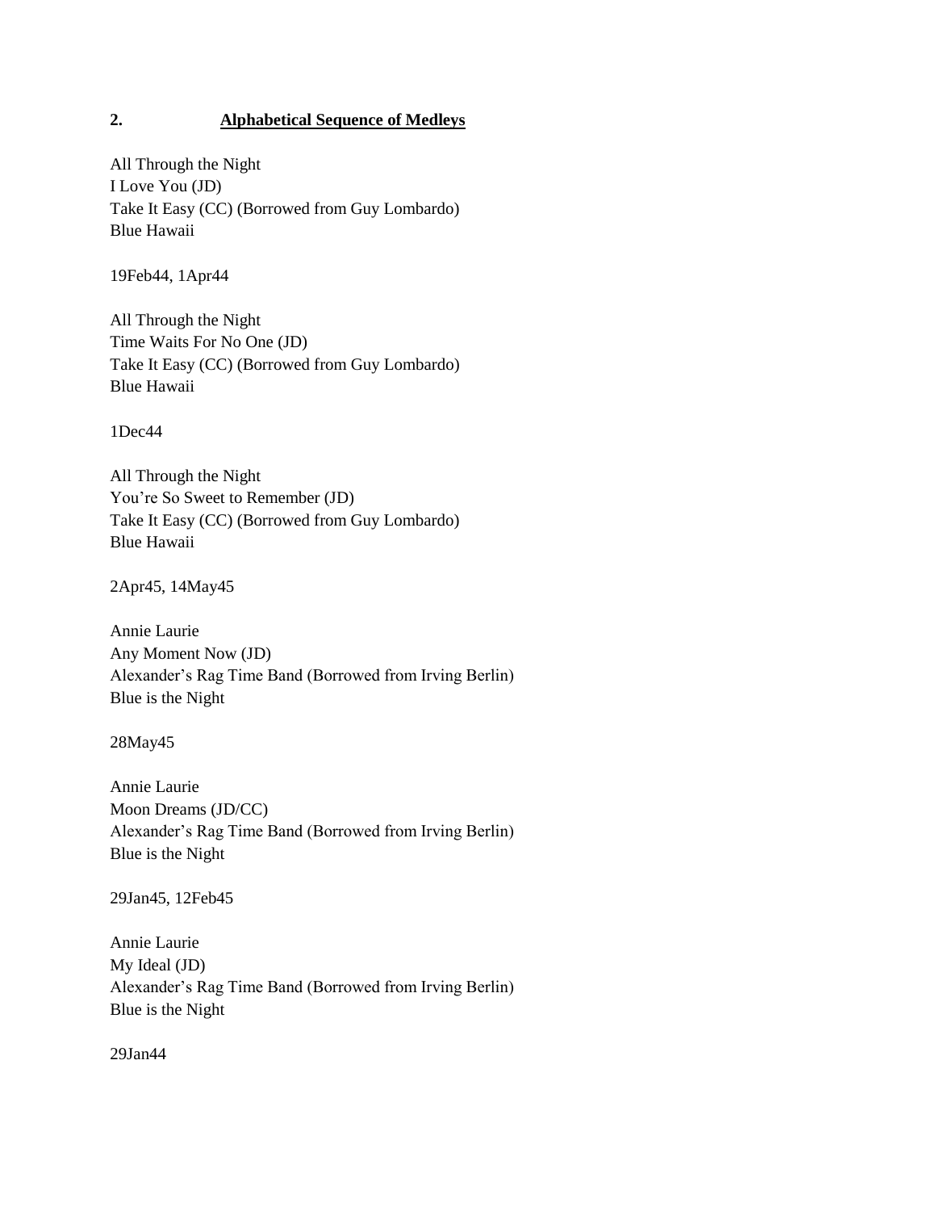## 2. Alphabetical Sequence of Medleys

All Through the Night
I Love You (JD)
Take It Easy (CC) (Borrowed from Guy Lombardo)
Blue Hawaii

19Feb44, 1Apr44

All Through the Night
Time Waits For No One (JD)
Take It Easy (CC) (Borrowed from Guy Lombardo)
Blue Hawaii

1Dec44

All Through the Night
You're So Sweet to Remember (JD)
Take It Easy (CC) (Borrowed from Guy Lombardo)
Blue Hawaii

2Apr45, 14May45

Annie Laurie
Any Moment Now (JD)
Alexander's Rag Time Band (Borrowed from Irving Berlin)
Blue is the Night

28May45

Annie Laurie
Moon Dreams (JD/CC)
Alexander's Rag Time Band (Borrowed from Irving Berlin)
Blue is the Night

29Jan45, 12Feb45

Annie Laurie
My Ideal (JD)
Alexander's Rag Time Band (Borrowed from Irving Berlin)
Blue is the Night

29Jan44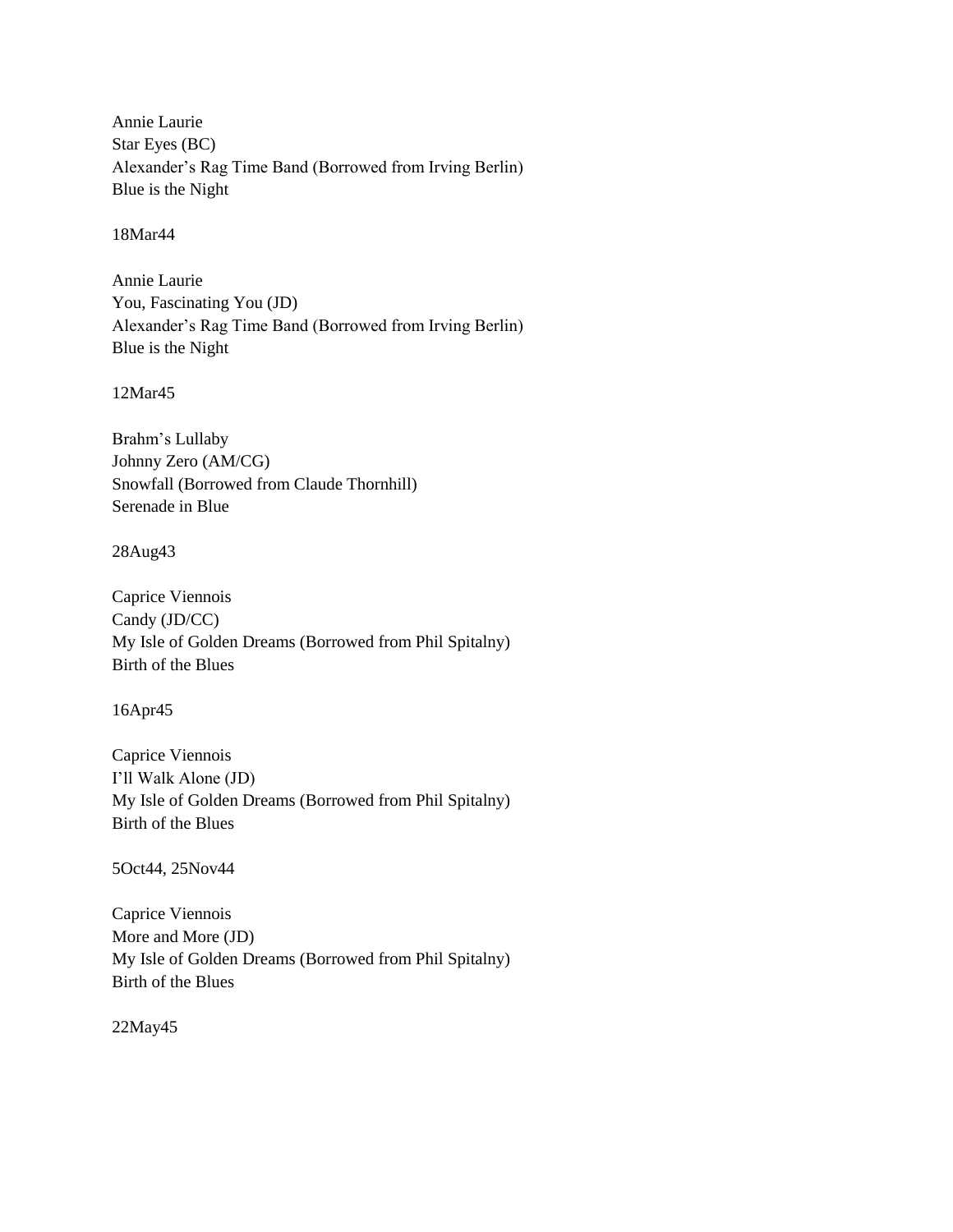Annie Laurie
Star Eyes (BC)
Alexander's Rag Time Band (Borrowed from Irving Berlin)
Blue is the Night

18Mar44

Annie Laurie
You, Fascinating You (JD)
Alexander's Rag Time Band (Borrowed from Irving Berlin)
Blue is the Night

12Mar45

Brahm's Lullaby
Johnny Zero (AM/CG)
Snowfall (Borrowed from Claude Thornhill)
Serenade in Blue

28Aug43

Caprice Viennois
Candy (JD/CC)
My Isle of Golden Dreams (Borrowed from Phil Spitalny)
Birth of the Blues

16Apr45

Caprice Viennois
I'll Walk Alone (JD)
My Isle of Golden Dreams (Borrowed from Phil Spitalny)
Birth of the Blues

5Oct44, 25Nov44

Caprice Viennois
More and More (JD)
My Isle of Golden Dreams (Borrowed from Phil Spitalny)
Birth of the Blues

22May45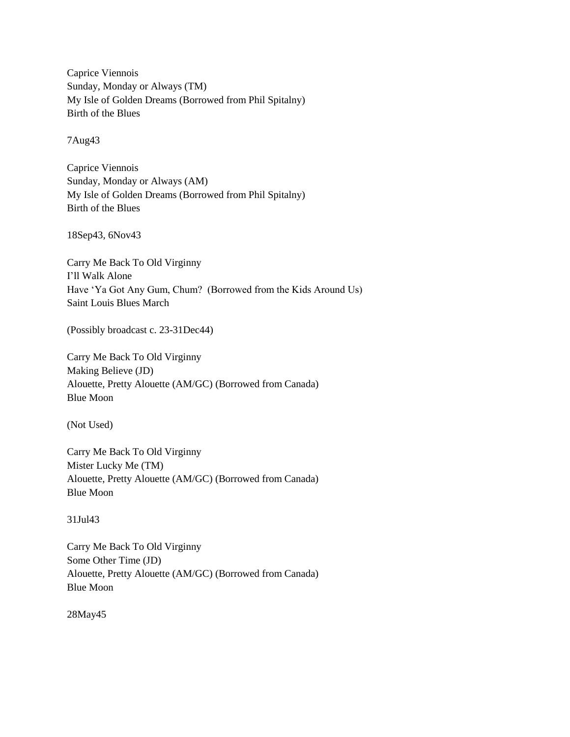Caprice Viennois
Sunday, Monday or Always (TM)
My Isle of Golden Dreams (Borrowed from Phil Spitalny)
Birth of the Blues

7Aug43

Caprice Viennois
Sunday, Monday or Always (AM)
My Isle of Golden Dreams (Borrowed from Phil Spitalny)
Birth of the Blues

18Sep43, 6Nov43

Carry Me Back To Old Virginny
I'll Walk Alone
Have 'Ya Got Any Gum, Chum? (Borrowed from the Kids Around Us)
Saint Louis Blues March

(Possibly broadcast c. 23-31Dec44)

Carry Me Back To Old Virginny
Making Believe (JD)
Alouette, Pretty Alouette (AM/GC) (Borrowed from Canada)
Blue Moon

(Not Used)

Carry Me Back To Old Virginny
Mister Lucky Me (TM)
Alouette, Pretty Alouette (AM/GC) (Borrowed from Canada)
Blue Moon

31Jul43

Carry Me Back To Old Virginny
Some Other Time (JD)
Alouette, Pretty Alouette (AM/GC) (Borrowed from Canada)
Blue Moon

28May45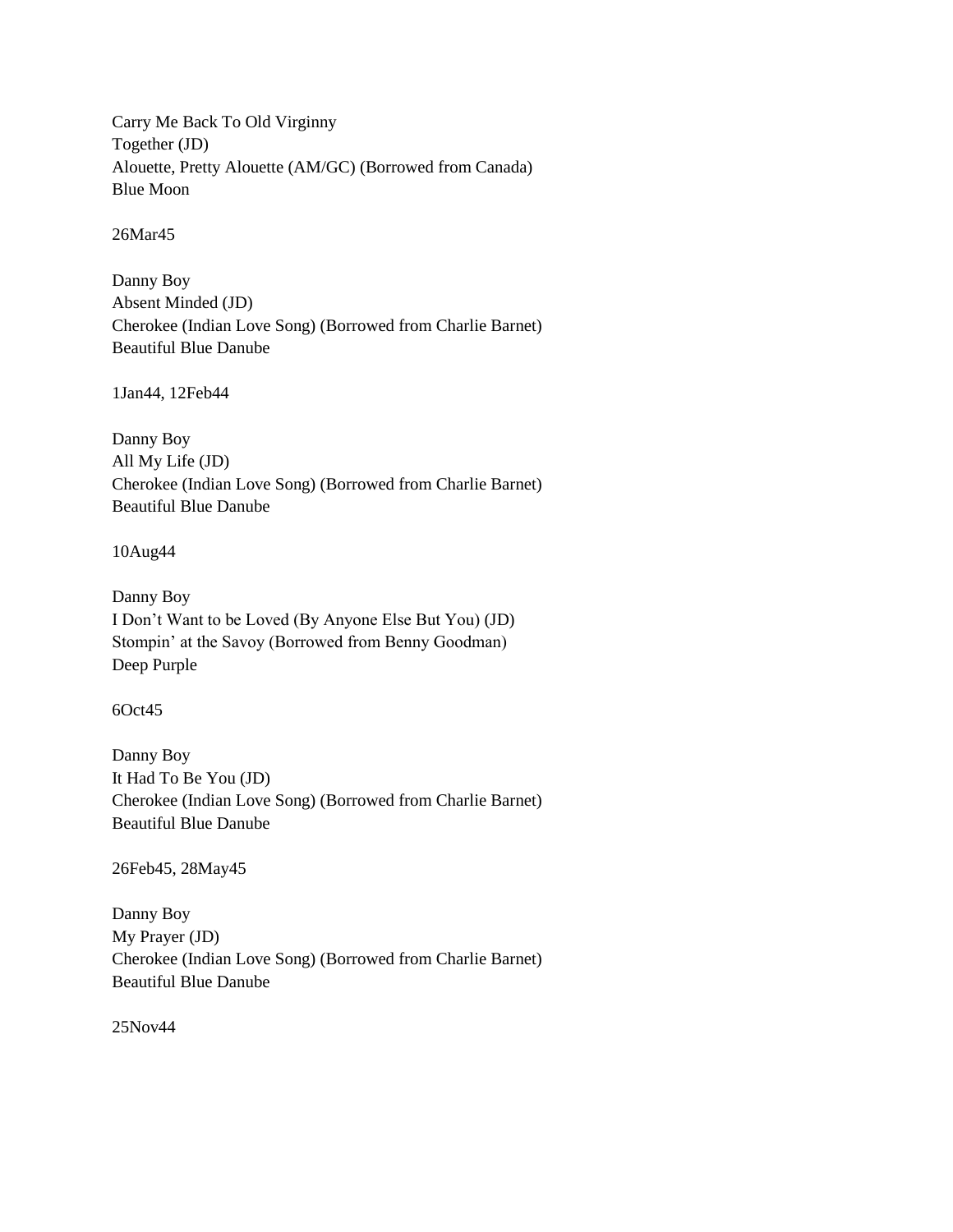Carry Me Back To Old Virginny
Together (JD)
Alouette, Pretty Alouette (AM/GC) (Borrowed from Canada)
Blue Moon

26Mar45

Danny Boy
Absent Minded (JD)
Cherokee (Indian Love Song) (Borrowed from Charlie Barnet)
Beautiful Blue Danube

1Jan44, 12Feb44

Danny Boy
All My Life (JD)
Cherokee (Indian Love Song) (Borrowed from Charlie Barnet)
Beautiful Blue Danube

10Aug44

Danny Boy
I Don't Want to be Loved (By Anyone Else But You) (JD)
Stompin' at the Savoy (Borrowed from Benny Goodman)
Deep Purple

6Oct45

Danny Boy
It Had To Be You (JD)
Cherokee (Indian Love Song) (Borrowed from Charlie Barnet)
Beautiful Blue Danube

26Feb45, 28May45

Danny Boy
My Prayer (JD)
Cherokee (Indian Love Song) (Borrowed from Charlie Barnet)
Beautiful Blue Danube

25Nov44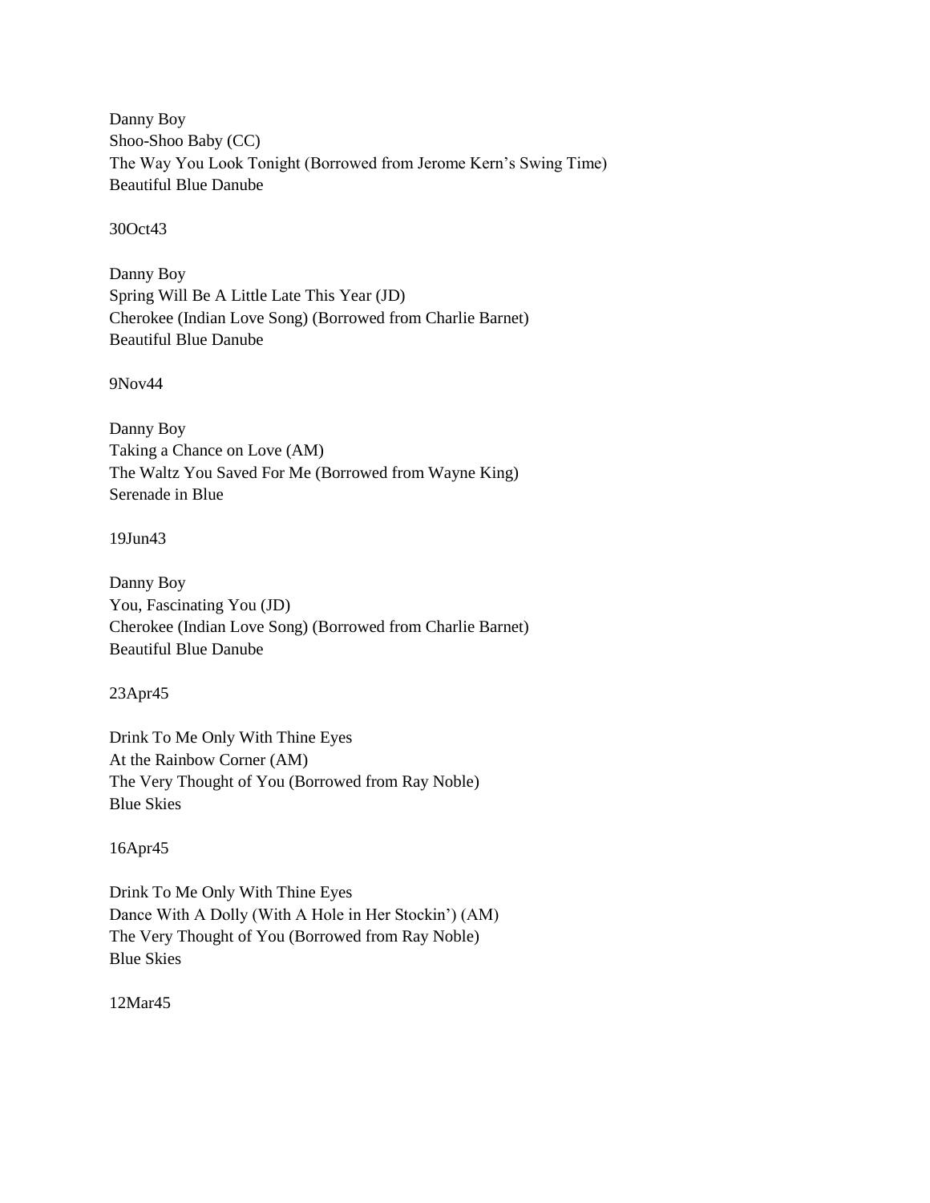Danny Boy
Shoo-Shoo Baby (CC)
The Way You Look Tonight (Borrowed from Jerome Kern's Swing Time)
Beautiful Blue Danube

30Oct43

Danny Boy
Spring Will Be A Little Late This Year (JD)
Cherokee (Indian Love Song) (Borrowed from Charlie Barnet)
Beautiful Blue Danube

9Nov44

Danny Boy
Taking a Chance on Love (AM)
The Waltz You Saved For Me (Borrowed from Wayne King)
Serenade in Blue

19Jun43

Danny Boy
You, Fascinating You (JD)
Cherokee (Indian Love Song) (Borrowed from Charlie Barnet)
Beautiful Blue Danube

23Apr45

Drink To Me Only With Thine Eyes
At the Rainbow Corner (AM)
The Very Thought of You (Borrowed from Ray Noble)
Blue Skies

16Apr45

Drink To Me Only With Thine Eyes
Dance With A Dolly (With A Hole in Her Stockin') (AM)
The Very Thought of You (Borrowed from Ray Noble)
Blue Skies

12Mar45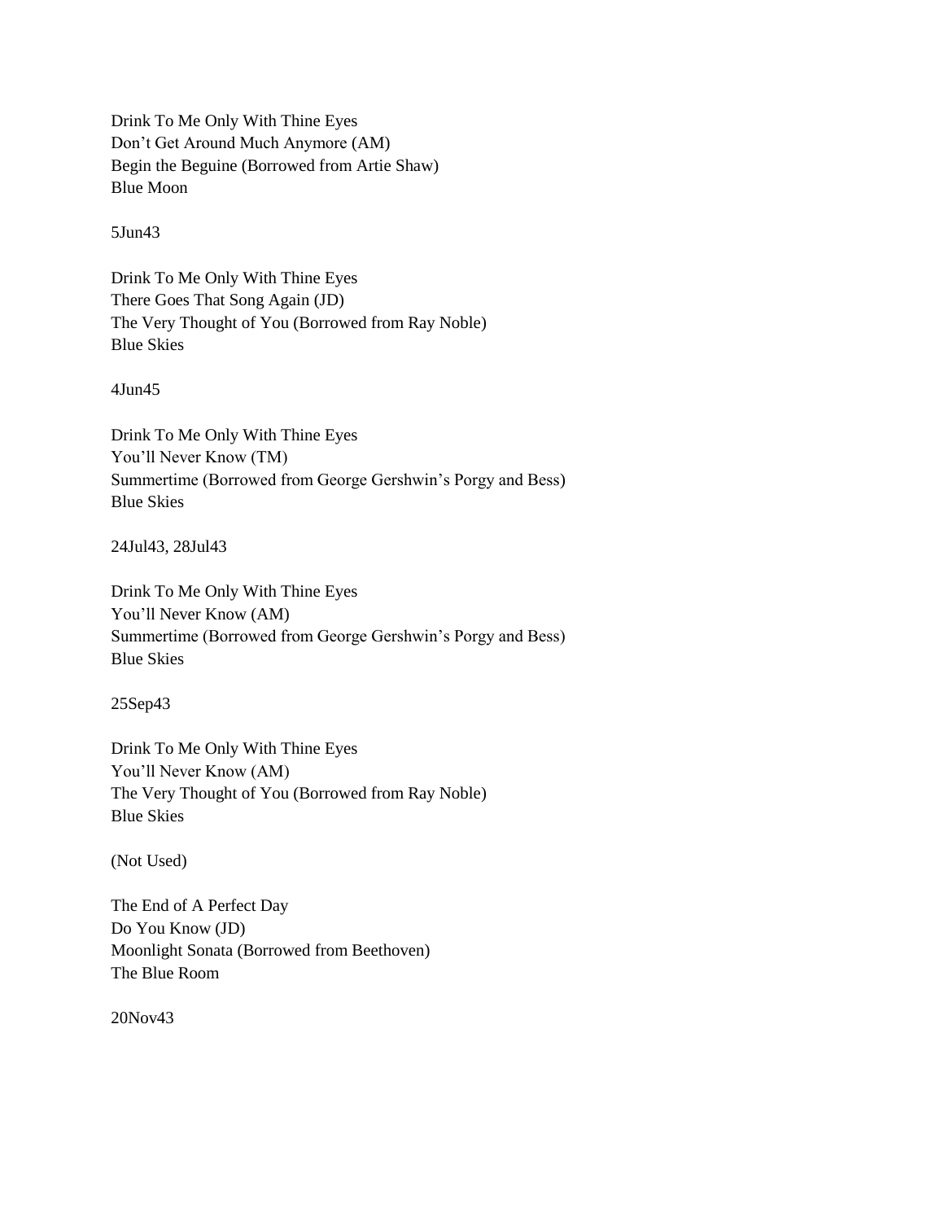Drink To Me Only With Thine Eyes
Don't Get Around Much Anymore (AM)
Begin the Beguine (Borrowed from Artie Shaw)
Blue Moon

5Jun43

Drink To Me Only With Thine Eyes
There Goes That Song Again (JD)
The Very Thought of You (Borrowed from Ray Noble)
Blue Skies

4Jun45

Drink To Me Only With Thine Eyes
You'll Never Know (TM)
Summertime (Borrowed from George Gershwin's Porgy and Bess)
Blue Skies

24Jul43, 28Jul43

Drink To Me Only With Thine Eyes
You'll Never Know (AM)
Summertime (Borrowed from George Gershwin's Porgy and Bess)
Blue Skies

25Sep43

Drink To Me Only With Thine Eyes
You'll Never Know (AM)
The Very Thought of You (Borrowed from Ray Noble)
Blue Skies

(Not Used)

The End of A Perfect Day
Do You Know (JD)
Moonlight Sonata (Borrowed from Beethoven)
The Blue Room

20Nov43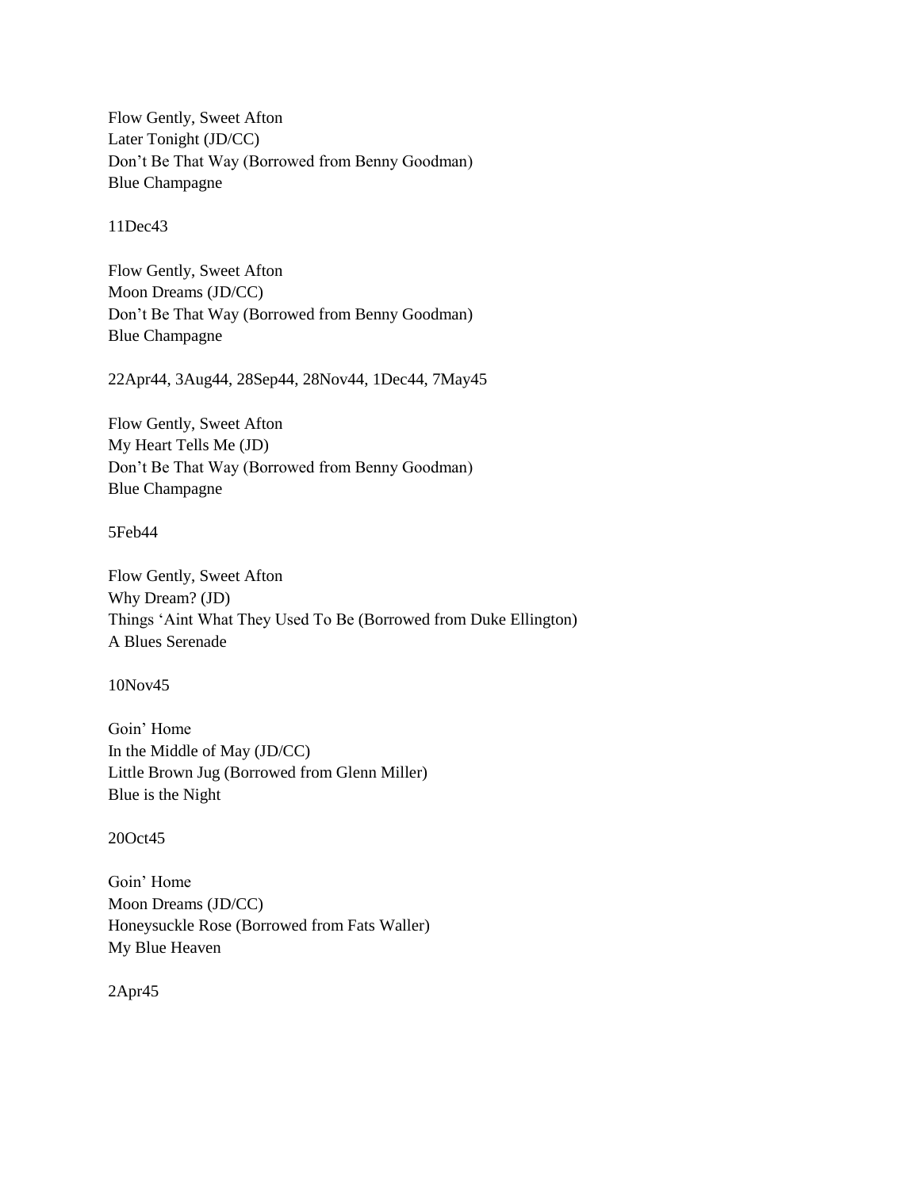Flow Gently, Sweet Afton
Later Tonight (JD/CC)
Don't Be That Way (Borrowed from Benny Goodman)
Blue Champagne

11Dec43

Flow Gently, Sweet Afton
Moon Dreams (JD/CC)
Don't Be That Way (Borrowed from Benny Goodman)
Blue Champagne

22Apr44, 3Aug44, 28Sep44, 28Nov44, 1Dec44, 7May45

Flow Gently, Sweet Afton
My Heart Tells Me (JD)
Don't Be That Way (Borrowed from Benny Goodman)
Blue Champagne

5Feb44

Flow Gently, Sweet Afton
Why Dream? (JD)
Things 'Aint What They Used To Be (Borrowed from Duke Ellington)
A Blues Serenade

10Nov45

Goin' Home
In the Middle of May (JD/CC)
Little Brown Jug (Borrowed from Glenn Miller)
Blue is the Night

20Oct45

Goin' Home
Moon Dreams (JD/CC)
Honeysuckle Rose (Borrowed from Fats Waller)
My Blue Heaven

2Apr45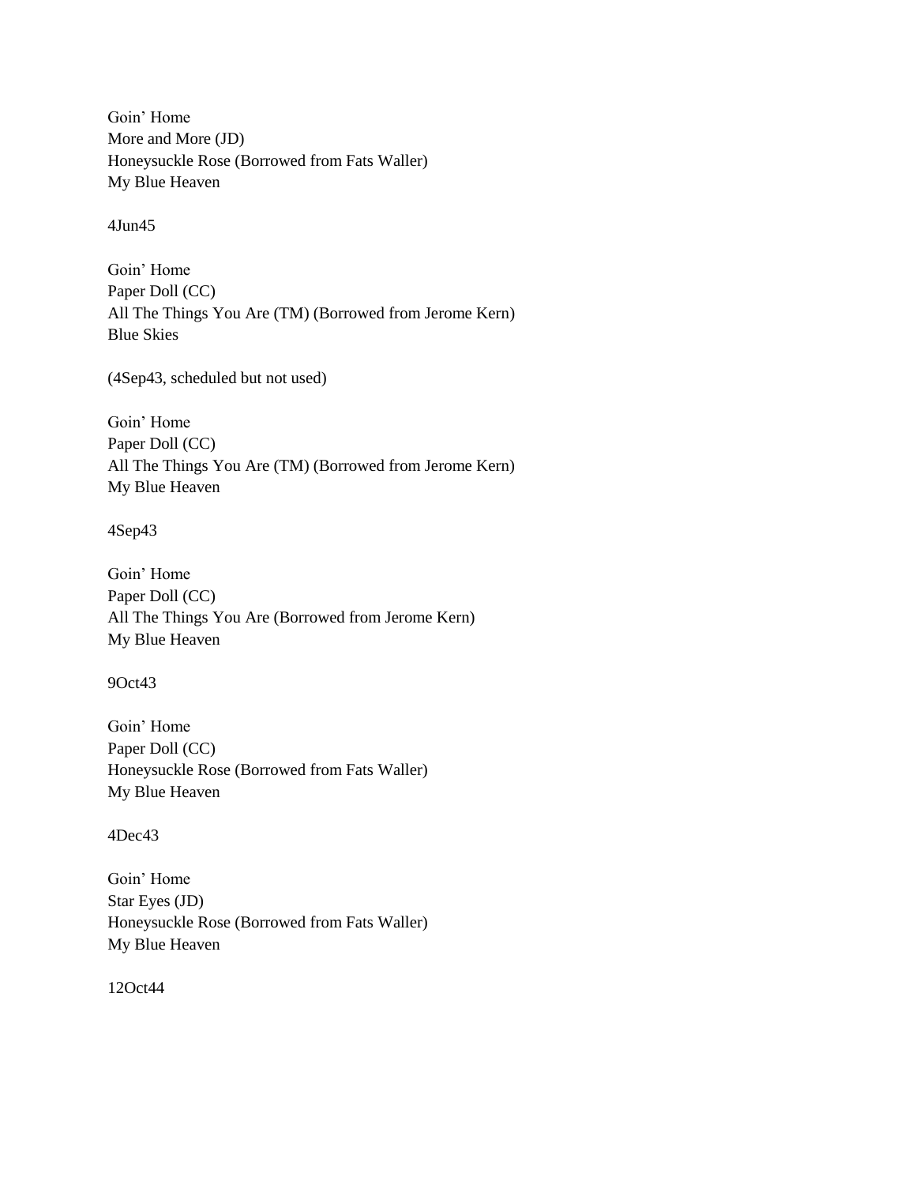Goin' Home
More and More (JD)
Honeysuckle Rose (Borrowed from Fats Waller)
My Blue Heaven

4Jun45

Goin' Home
Paper Doll (CC)
All The Things You Are (TM) (Borrowed from Jerome Kern)
Blue Skies

(4Sep43, scheduled but not used)

Goin' Home
Paper Doll (CC)
All The Things You Are (TM) (Borrowed from Jerome Kern)
My Blue Heaven

4Sep43

Goin' Home
Paper Doll (CC)
All The Things You Are (Borrowed from Jerome Kern)
My Blue Heaven

9Oct43

Goin' Home
Paper Doll (CC)
Honeysuckle Rose (Borrowed from Fats Waller)
My Blue Heaven

4Dec43

Goin' Home
Star Eyes (JD)
Honeysuckle Rose (Borrowed from Fats Waller)
My Blue Heaven

12Oct44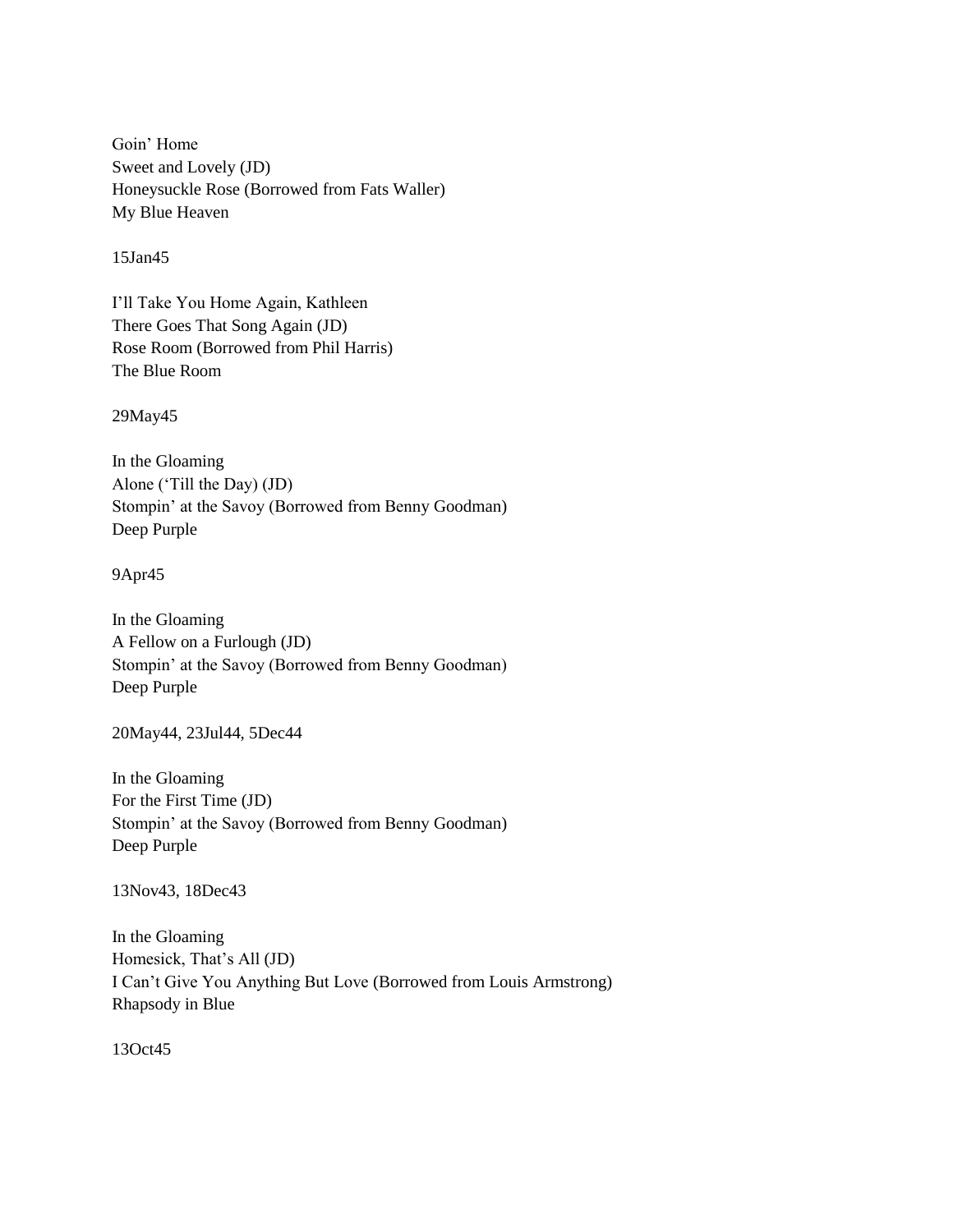Goin' Home
Sweet and Lovely (JD)
Honeysuckle Rose (Borrowed from Fats Waller)
My Blue Heaven

15Jan45

I'll Take You Home Again, Kathleen
There Goes That Song Again (JD)
Rose Room (Borrowed from Phil Harris)
The Blue Room

29May45

In the Gloaming
Alone ('Till the Day) (JD)
Stompin' at the Savoy (Borrowed from Benny Goodman)
Deep Purple

9Apr45

In the Gloaming
A Fellow on a Furlough (JD)
Stompin' at the Savoy (Borrowed from Benny Goodman)
Deep Purple

20May44, 23Jul44, 5Dec44

In the Gloaming
For the First Time (JD)
Stompin' at the Savoy (Borrowed from Benny Goodman)
Deep Purple

13Nov43, 18Dec43

In the Gloaming
Homesick, That's All (JD)
I Can't Give You Anything But Love (Borrowed from Louis Armstrong)
Rhapsody in Blue

13Oct45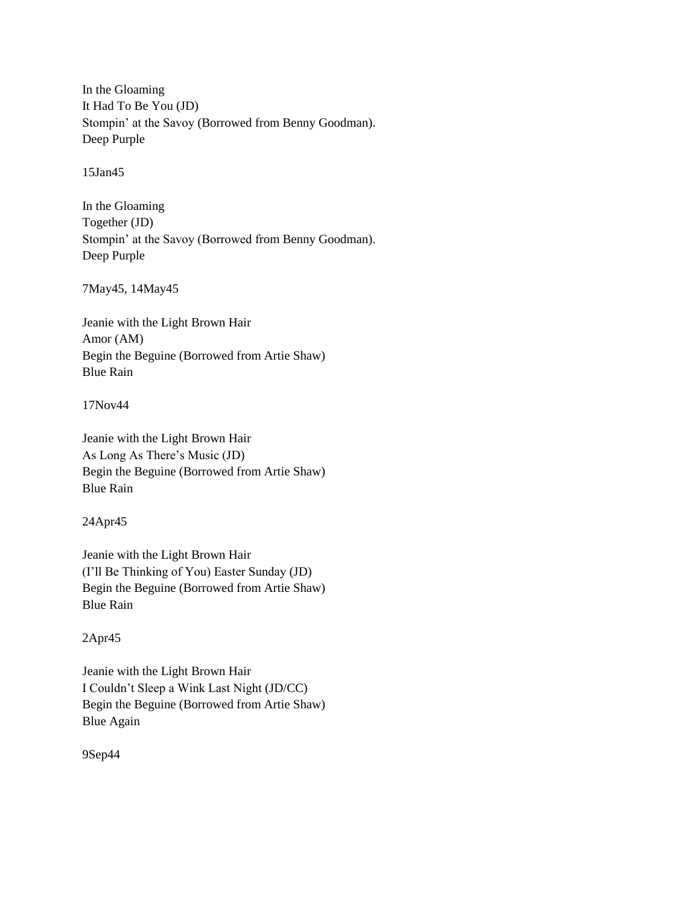In the Gloaming
It Had To Be You (JD)
Stompin' at the Savoy (Borrowed from Benny Goodman).
Deep Purple

15Jan45

In the Gloaming
Together (JD)
Stompin' at the Savoy (Borrowed from Benny Goodman).
Deep Purple

7May45, 14May45

Jeanie with the Light Brown Hair
Amor (AM)
Begin the Beguine (Borrowed from Artie Shaw)
Blue Rain

17Nov44

Jeanie with the Light Brown Hair
As Long As There's Music (JD)
Begin the Beguine (Borrowed from Artie Shaw)
Blue Rain

24Apr45

Jeanie with the Light Brown Hair
(I'll Be Thinking of You) Easter Sunday (JD)
Begin the Beguine (Borrowed from Artie Shaw)
Blue Rain

2Apr45

Jeanie with the Light Brown Hair
I Couldn't Sleep a Wink Last Night (JD/CC)
Begin the Beguine (Borrowed from Artie Shaw)
Blue Again

9Sep44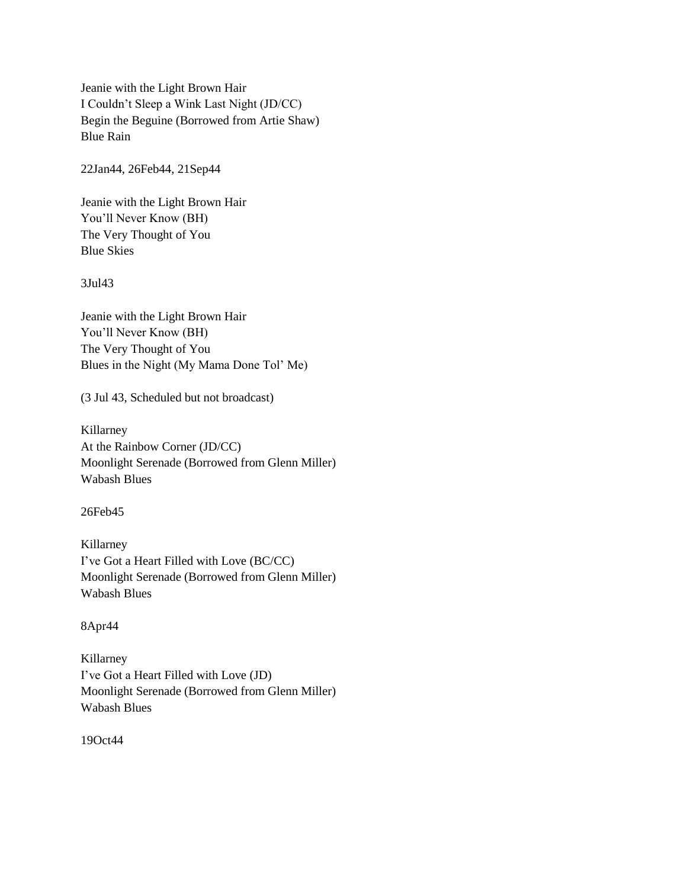Jeanie with the Light Brown Hair
I Couldn’t Sleep a Wink Last Night (JD/CC)
Begin the Beguine (Borrowed from Artie Shaw)
Blue Rain

22Jan44, 26Feb44, 21Sep44

Jeanie with the Light Brown Hair
You’ll Never Know (BH)
The Very Thought of You
Blue Skies

3Jul43

Jeanie with the Light Brown Hair
You’ll Never Know (BH)
The Very Thought of You
Blues in the Night (My Mama Done Tol’ Me)

(3 Jul 43, Scheduled but not broadcast)

Killarney
At the Rainbow Corner (JD/CC)
Moonlight Serenade (Borrowed from Glenn Miller)
Wabash Blues

26Feb45

Killarney
I’ve Got a Heart Filled with Love (BC/CC)
Moonlight Serenade (Borrowed from Glenn Miller)
Wabash Blues

8Apr44

Killarney
I’ve Got a Heart Filled with Love (JD)
Moonlight Serenade (Borrowed from Glenn Miller)
Wabash Blues

19Oct44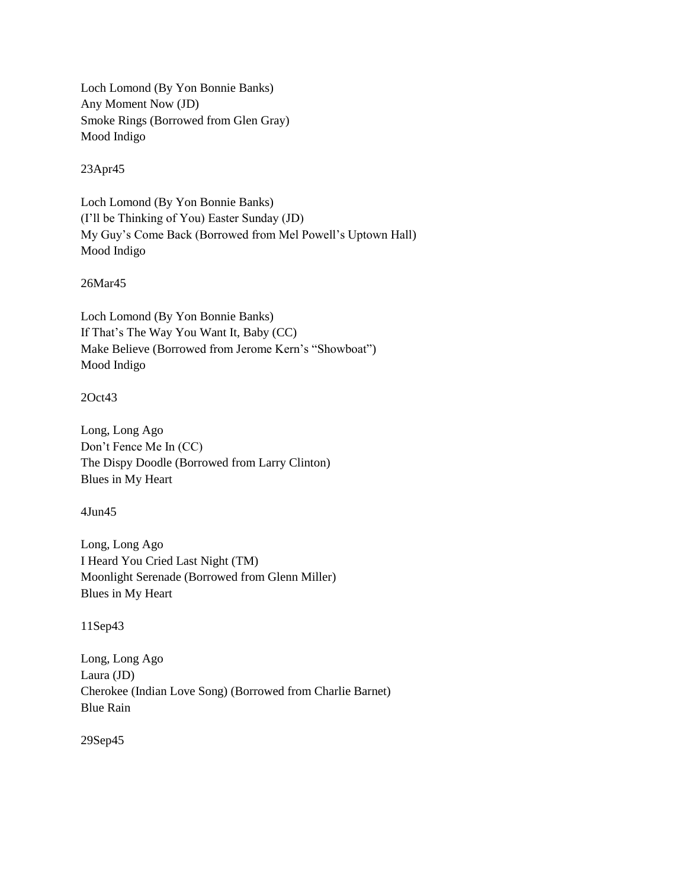Loch Lomond (By Yon Bonnie Banks)
Any Moment Now (JD)
Smoke Rings (Borrowed from Glen Gray)
Mood Indigo

23Apr45

Loch Lomond (By Yon Bonnie Banks)
(I'll be Thinking of You) Easter Sunday (JD)
My Guy's Come Back (Borrowed from Mel Powell's Uptown Hall)
Mood Indigo

26Mar45

Loch Lomond (By Yon Bonnie Banks)
If That's The Way You Want It, Baby (CC)
Make Believe (Borrowed from Jerome Kern's "Showboat")
Mood Indigo

2Oct43

Long, Long Ago
Don't Fence Me In (CC)
The Dispy Doodle (Borrowed from Larry Clinton)
Blues in My Heart

4Jun45

Long, Long Ago
I Heard You Cried Last Night (TM)
Moonlight Serenade (Borrowed from Glenn Miller)
Blues in My Heart

11Sep43

Long, Long Ago
Laura (JD)
Cherokee (Indian Love Song) (Borrowed from Charlie Barnet)
Blue Rain

29Sep45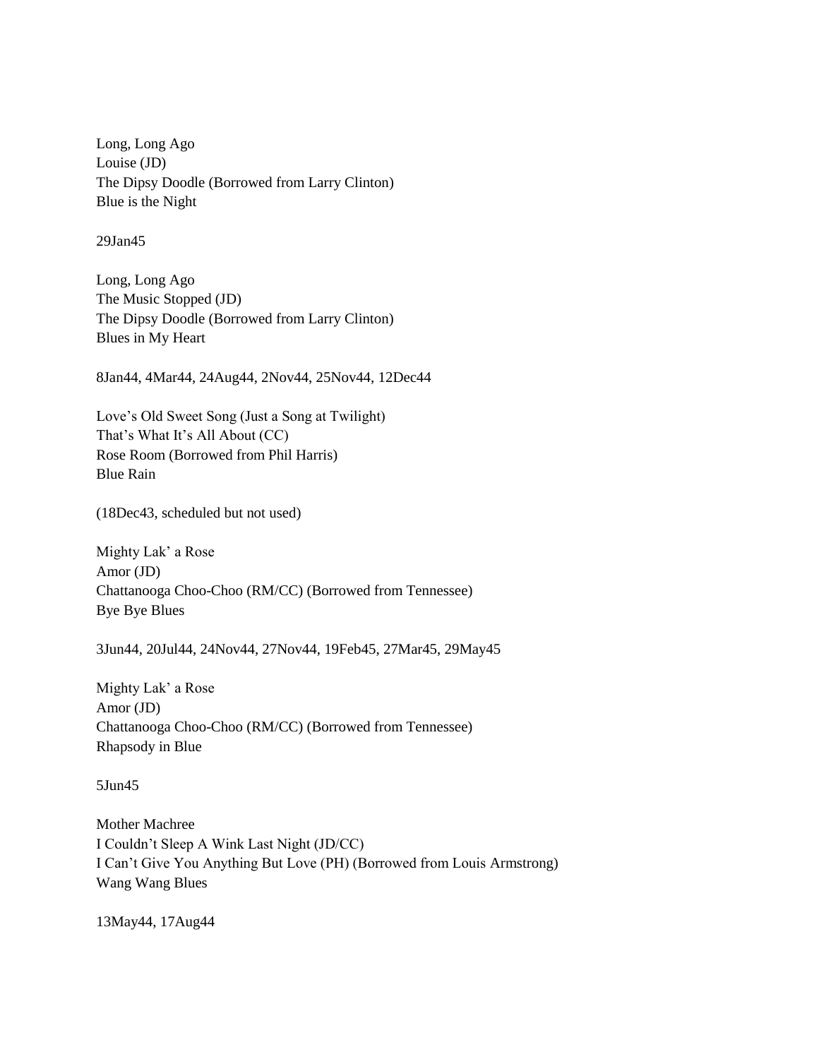Long, Long Ago
Louise (JD)
The Dipsy Doodle (Borrowed from Larry Clinton)
Blue is the Night

29Jan45

Long, Long Ago
The Music Stopped (JD)
The Dipsy Doodle (Borrowed from Larry Clinton)
Blues in My Heart

8Jan44, 4Mar44, 24Aug44, 2Nov44, 25Nov44, 12Dec44

Love's Old Sweet Song (Just a Song at Twilight)
That's What It's All About (CC)
Rose Room (Borrowed from Phil Harris)
Blue Rain

(18Dec43, scheduled but not used)

Mighty Lak' a Rose
Amor (JD)
Chattanooga Choo-Choo (RM/CC) (Borrowed from Tennessee)
Bye Bye Blues

3Jun44, 20Jul44, 24Nov44, 27Nov44, 19Feb45, 27Mar45, 29May45

Mighty Lak' a Rose
Amor (JD)
Chattanooga Choo-Choo (RM/CC) (Borrowed from Tennessee)
Rhapsody in Blue

5Jun45

Mother Machree
I Couldn't Sleep A Wink Last Night (JD/CC)
I Can't Give You Anything But Love (PH) (Borrowed from Louis Armstrong)
Wang Wang Blues

13May44, 17Aug44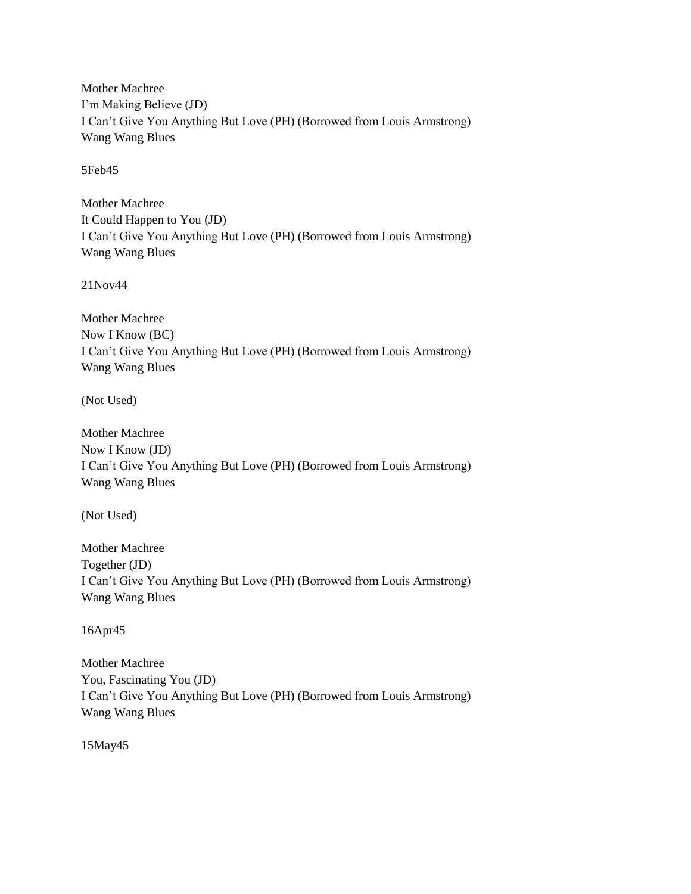Mother Machree
I'm Making Believe (JD)
I Can't Give You Anything But Love (PH) (Borrowed from Louis Armstrong)
Wang Wang Blues

5Feb45

Mother Machree
It Could Happen to You (JD)
I Can't Give You Anything But Love (PH) (Borrowed from Louis Armstrong)
Wang Wang Blues

21Nov44

Mother Machree
Now I Know (BC)
I Can't Give You Anything But Love (PH) (Borrowed from Louis Armstrong)
Wang Wang Blues

(Not Used)

Mother Machree
Now I Know (JD)
I Can't Give You Anything But Love (PH) (Borrowed from Louis Armstrong)
Wang Wang Blues

(Not Used)

Mother Machree
Together (JD)
I Can't Give You Anything But Love (PH) (Borrowed from Louis Armstrong)
Wang Wang Blues

16Apr45

Mother Machree
You, Fascinating You (JD)
I Can't Give You Anything But Love (PH) (Borrowed from Louis Armstrong)
Wang Wang Blues

15May45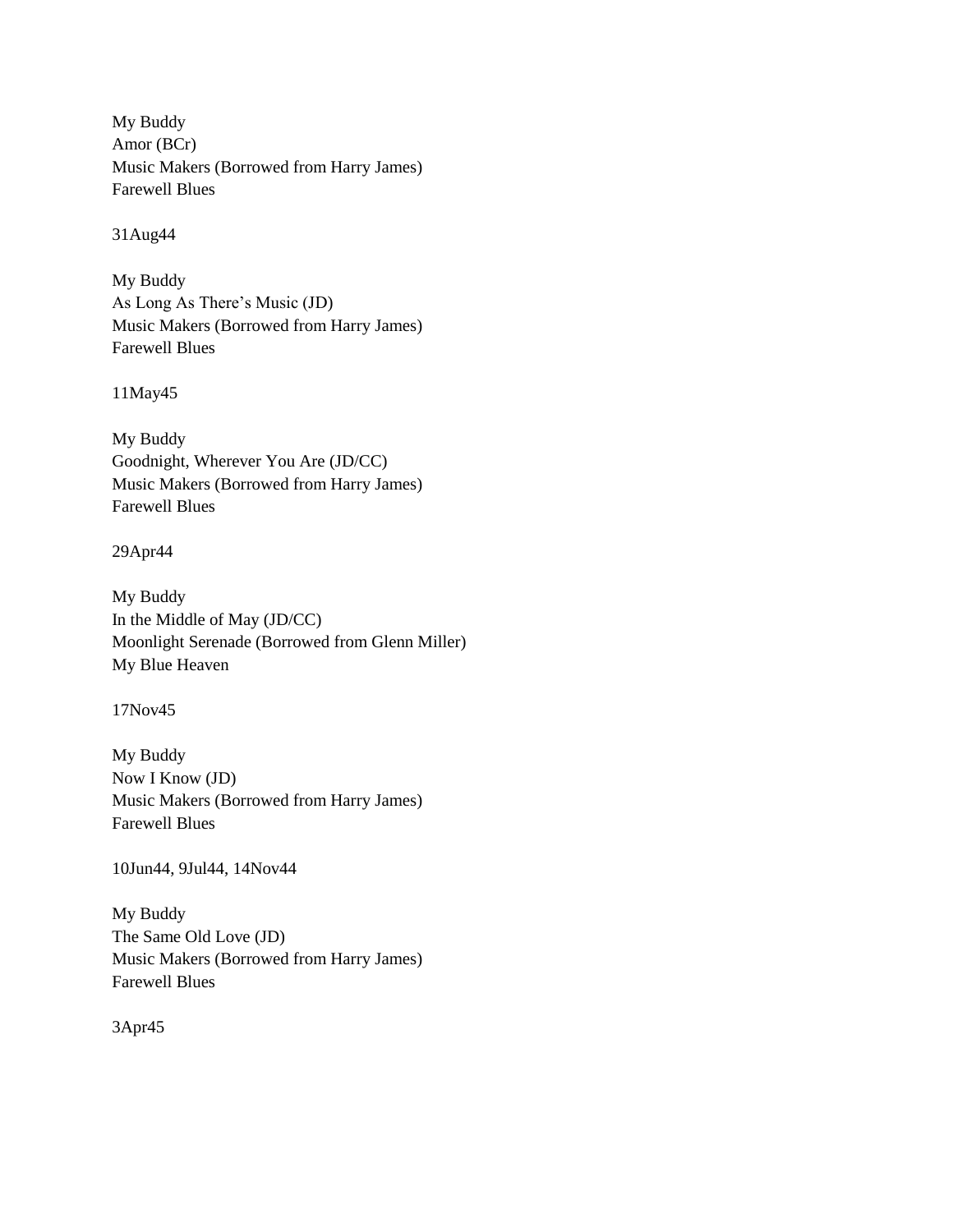My Buddy
Amor (BCr)
Music Makers (Borrowed from Harry James)
Farewell Blues

31Aug44

My Buddy
As Long As There's Music (JD)
Music Makers (Borrowed from Harry James)
Farewell Blues

11May45

My Buddy
Goodnight, Wherever You Are (JD/CC)
Music Makers (Borrowed from Harry James)
Farewell Blues

29Apr44

My Buddy
In the Middle of May (JD/CC)
Moonlight Serenade (Borrowed from Glenn Miller)
My Blue Heaven

17Nov45

My Buddy
Now I Know (JD)
Music Makers (Borrowed from Harry James)
Farewell Blues

10Jun44, 9Jul44, 14Nov44

My Buddy
The Same Old Love (JD)
Music Makers (Borrowed from Harry James)
Farewell Blues

3Apr45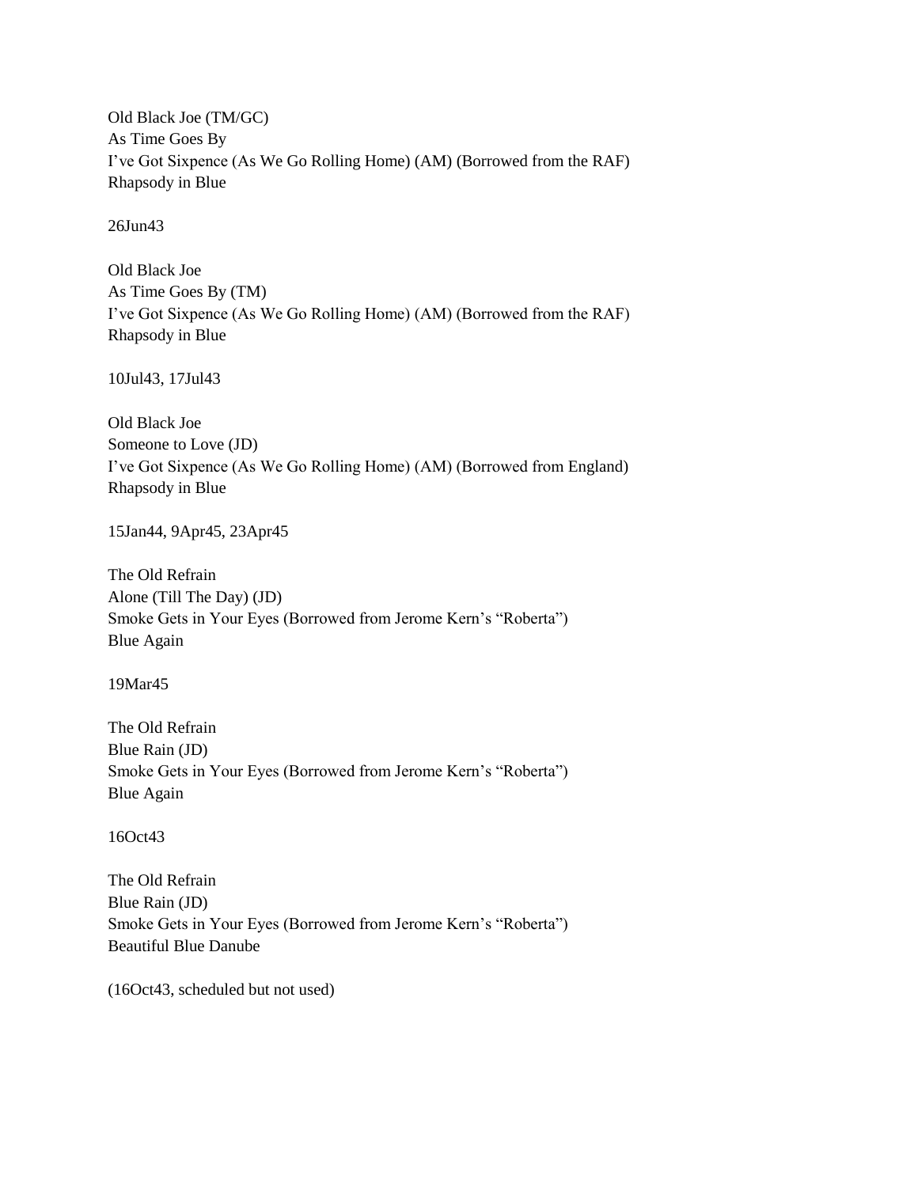Old Black Joe (TM/GC)
As Time Goes By
I've Got Sixpence (As We Go Rolling Home) (AM) (Borrowed from the RAF)
Rhapsody in Blue

26Jun43

Old Black Joe
As Time Goes By (TM)
I've Got Sixpence (As We Go Rolling Home) (AM) (Borrowed from the RAF)
Rhapsody in Blue

10Jul43, 17Jul43

Old Black Joe
Someone to Love (JD)
I've Got Sixpence (As We Go Rolling Home) (AM) (Borrowed from England)
Rhapsody in Blue

15Jan44, 9Apr45, 23Apr45

The Old Refrain
Alone (Till The Day) (JD)
Smoke Gets in Your Eyes (Borrowed from Jerome Kern's "Roberta")
Blue Again

19Mar45

The Old Refrain
Blue Rain (JD)
Smoke Gets in Your Eyes (Borrowed from Jerome Kern's "Roberta")
Blue Again

16Oct43

The Old Refrain
Blue Rain (JD)
Smoke Gets in Your Eyes (Borrowed from Jerome Kern's "Roberta")
Beautiful Blue Danube

(16Oct43, scheduled but not used)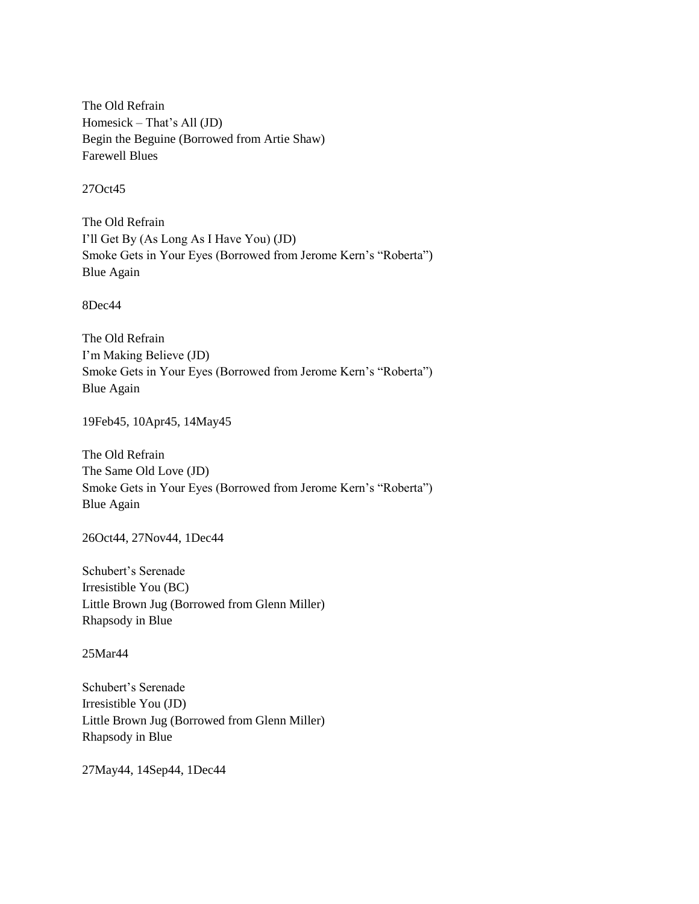The Old Refrain
Homesick – That's All (JD)
Begin the Beguine (Borrowed from Artie Shaw)
Farewell Blues

27Oct45

The Old Refrain
I'll Get By (As Long As I Have You) (JD)
Smoke Gets in Your Eyes (Borrowed from Jerome Kern's "Roberta")
Blue Again

8Dec44

The Old Refrain
I'm Making Believe (JD)
Smoke Gets in Your Eyes (Borrowed from Jerome Kern's "Roberta")
Blue Again

19Feb45, 10Apr45, 14May45

The Old Refrain
The Same Old Love (JD)
Smoke Gets in Your Eyes (Borrowed from Jerome Kern's "Roberta")
Blue Again

26Oct44, 27Nov44, 1Dec44

Schubert's Serenade
Irresistible You (BC)
Little Brown Jug (Borrowed from Glenn Miller)
Rhapsody in Blue

25Mar44

Schubert's Serenade
Irresistible You (JD)
Little Brown Jug (Borrowed from Glenn Miller)
Rhapsody in Blue

27May44, 14Sep44, 1Dec44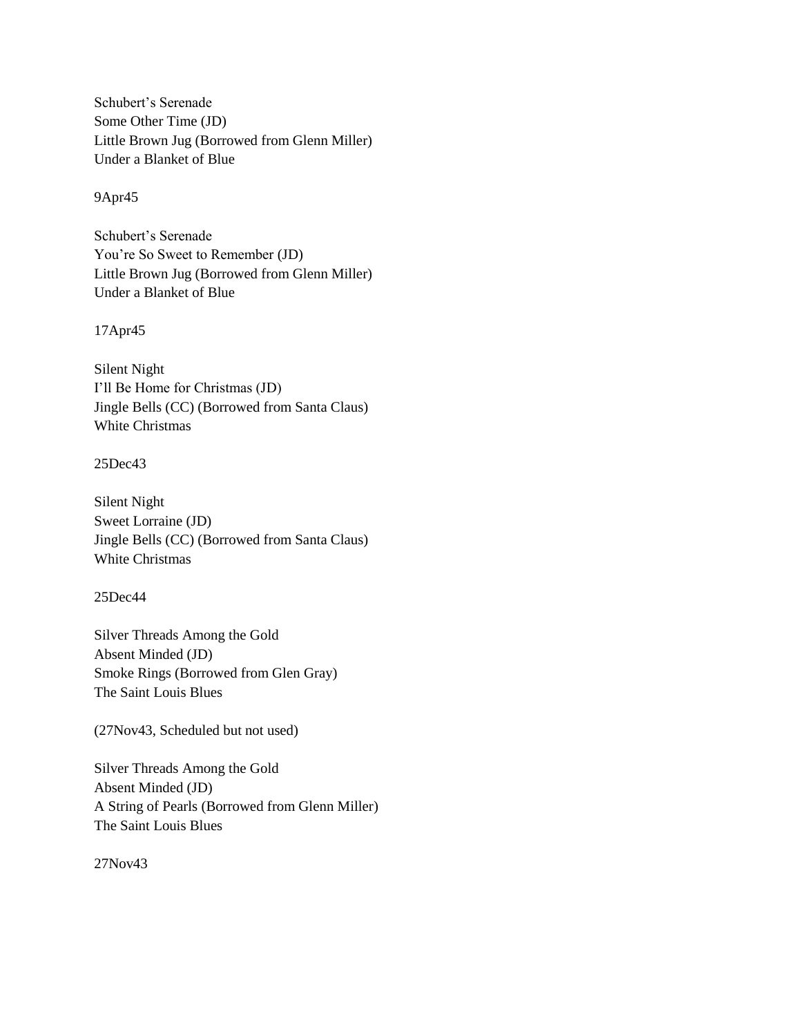Schubert's Serenade
Some Other Time (JD)
Little Brown Jug (Borrowed from Glenn Miller)
Under a Blanket of Blue

9Apr45

Schubert's Serenade
You're So Sweet to Remember (JD)
Little Brown Jug (Borrowed from Glenn Miller)
Under a Blanket of Blue

17Apr45

Silent Night
I'll Be Home for Christmas (JD)
Jingle Bells (CC) (Borrowed from Santa Claus)
White Christmas

25Dec43

Silent Night
Sweet Lorraine (JD)
Jingle Bells (CC) (Borrowed from Santa Claus)
White Christmas

25Dec44

Silver Threads Among the Gold
Absent Minded (JD)
Smoke Rings (Borrowed from Glen Gray)
The Saint Louis Blues

(27Nov43, Scheduled but not used)

Silver Threads Among the Gold
Absent Minded (JD)
A String of Pearls (Borrowed from Glenn Miller)
The Saint Louis Blues

27Nov43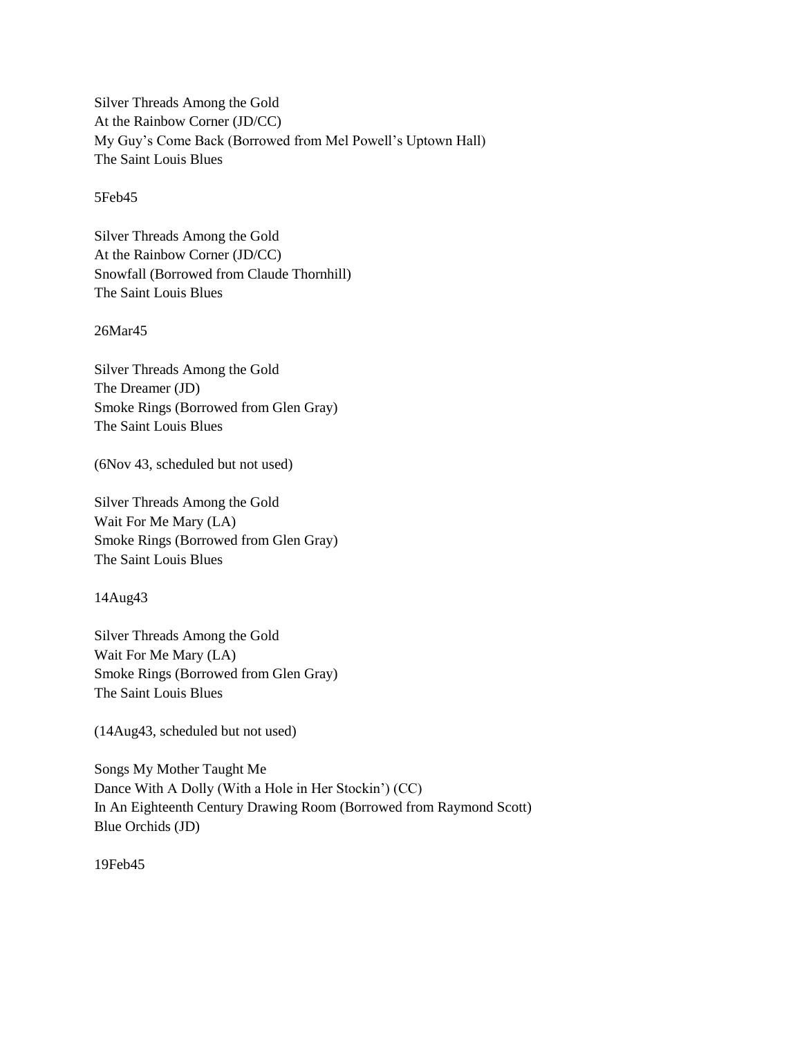Silver Threads Among the Gold
At the Rainbow Corner (JD/CC)
My Guy's Come Back (Borrowed from Mel Powell's Uptown Hall)
The Saint Louis Blues

5Feb45

Silver Threads Among the Gold
At the Rainbow Corner (JD/CC)
Snowfall (Borrowed from Claude Thornhill)
The Saint Louis Blues

26Mar45

Silver Threads Among the Gold
The Dreamer (JD)
Smoke Rings (Borrowed from Glen Gray)
The Saint Louis Blues

(6Nov 43, scheduled but not used)

Silver Threads Among the Gold
Wait For Me Mary (LA)
Smoke Rings (Borrowed from Glen Gray)
The Saint Louis Blues

14Aug43

Silver Threads Among the Gold
Wait For Me Mary (LA)
Smoke Rings (Borrowed from Glen Gray)
The Saint Louis Blues

(14Aug43, scheduled but not used)

Songs My Mother Taught Me
Dance With A Dolly (With a Hole in Her Stockin') (CC)
In An Eighteenth Century Drawing Room (Borrowed from Raymond Scott)
Blue Orchids (JD)

19Feb45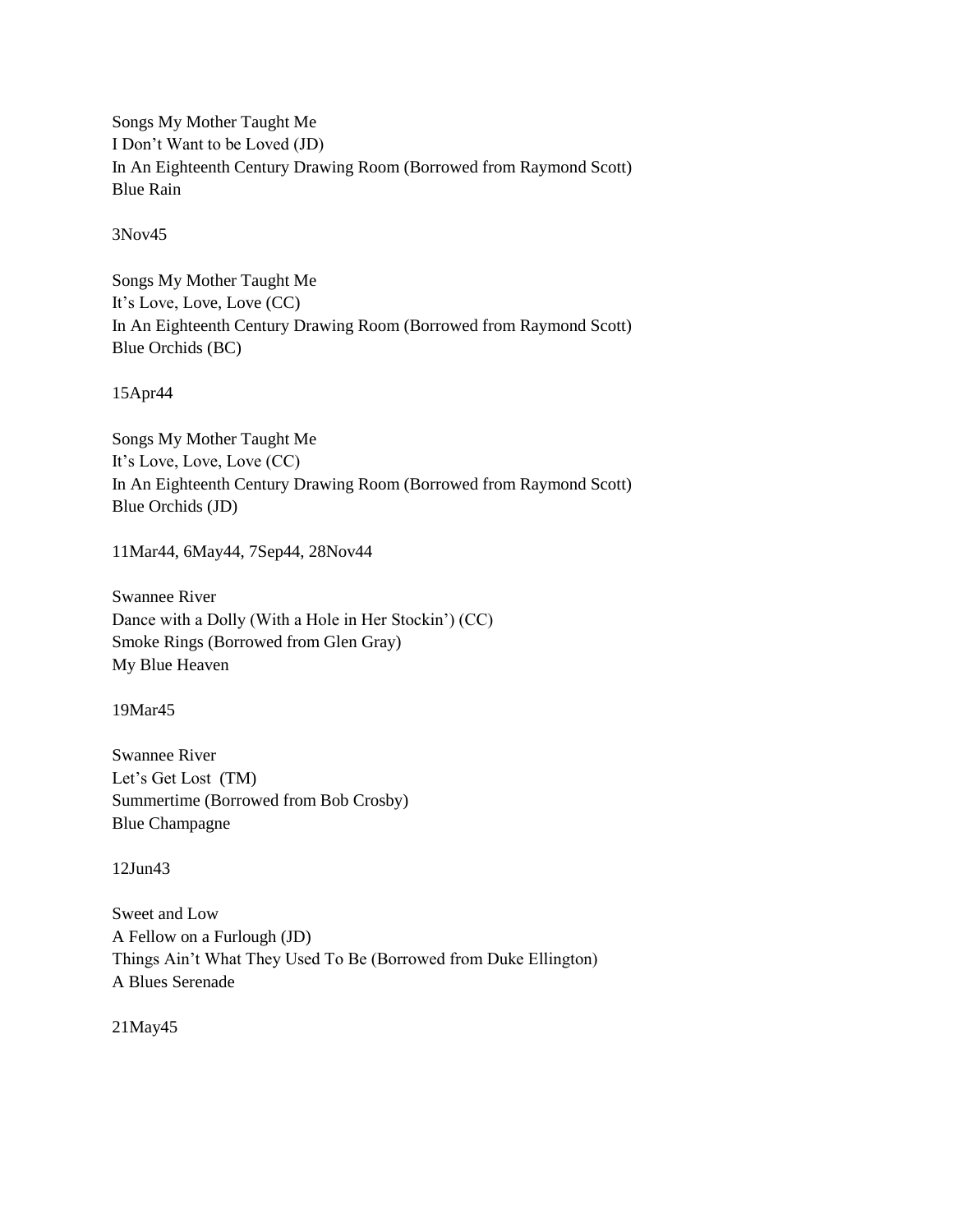Songs My Mother Taught Me
I Don't Want to be Loved (JD)
In An Eighteenth Century Drawing Room (Borrowed from Raymond Scott)
Blue Rain

3Nov45

Songs My Mother Taught Me
It's Love, Love, Love (CC)
In An Eighteenth Century Drawing Room (Borrowed from Raymond Scott)
Blue Orchids (BC)

15Apr44

Songs My Mother Taught Me
It's Love, Love, Love (CC)
In An Eighteenth Century Drawing Room (Borrowed from Raymond Scott)
Blue Orchids (JD)

11Mar44, 6May44, 7Sep44, 28Nov44

Swannee River
Dance with a Dolly (With a Hole in Her Stockin') (CC)
Smoke Rings (Borrowed from Glen Gray)
My Blue Heaven

19Mar45

Swannee River
Let's Get Lost (TM)
Summertime (Borrowed from Bob Crosby)
Blue Champagne

12Jun43

Sweet and Low
A Fellow on a Furlough (JD)
Things Ain't What They Used To Be (Borrowed from Duke Ellington)
A Blues Serenade

21May45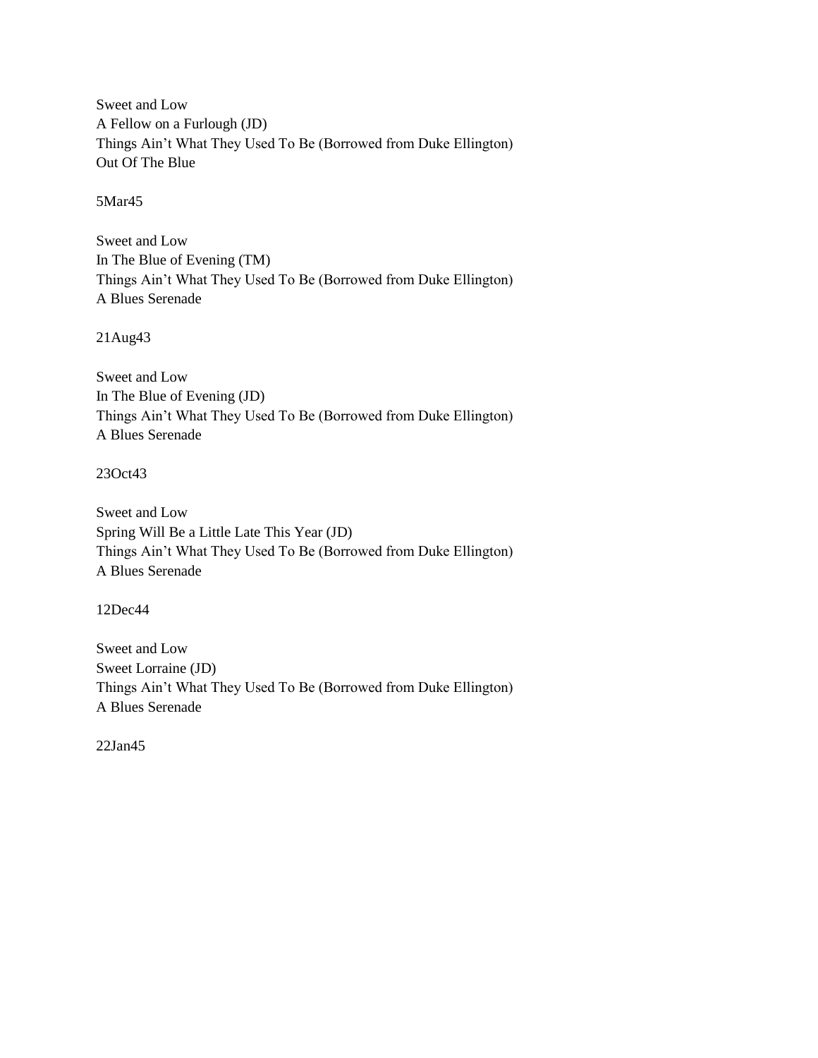Sweet and Low
A Fellow on a Furlough (JD)
Things Ain't What They Used To Be (Borrowed from Duke Ellington)
Out Of The Blue

5Mar45

Sweet and Low
In The Blue of Evening (TM)
Things Ain't What They Used To Be (Borrowed from Duke Ellington)
A Blues Serenade

21Aug43

Sweet and Low
In The Blue of Evening (JD)
Things Ain't What They Used To Be (Borrowed from Duke Ellington)
A Blues Serenade

23Oct43

Sweet and Low
Spring Will Be a Little Late This Year (JD)
Things Ain't What They Used To Be (Borrowed from Duke Ellington)
A Blues Serenade

12Dec44

Sweet and Low
Sweet Lorraine (JD)
Things Ain't What They Used To Be (Borrowed from Duke Ellington)
A Blues Serenade

22Jan45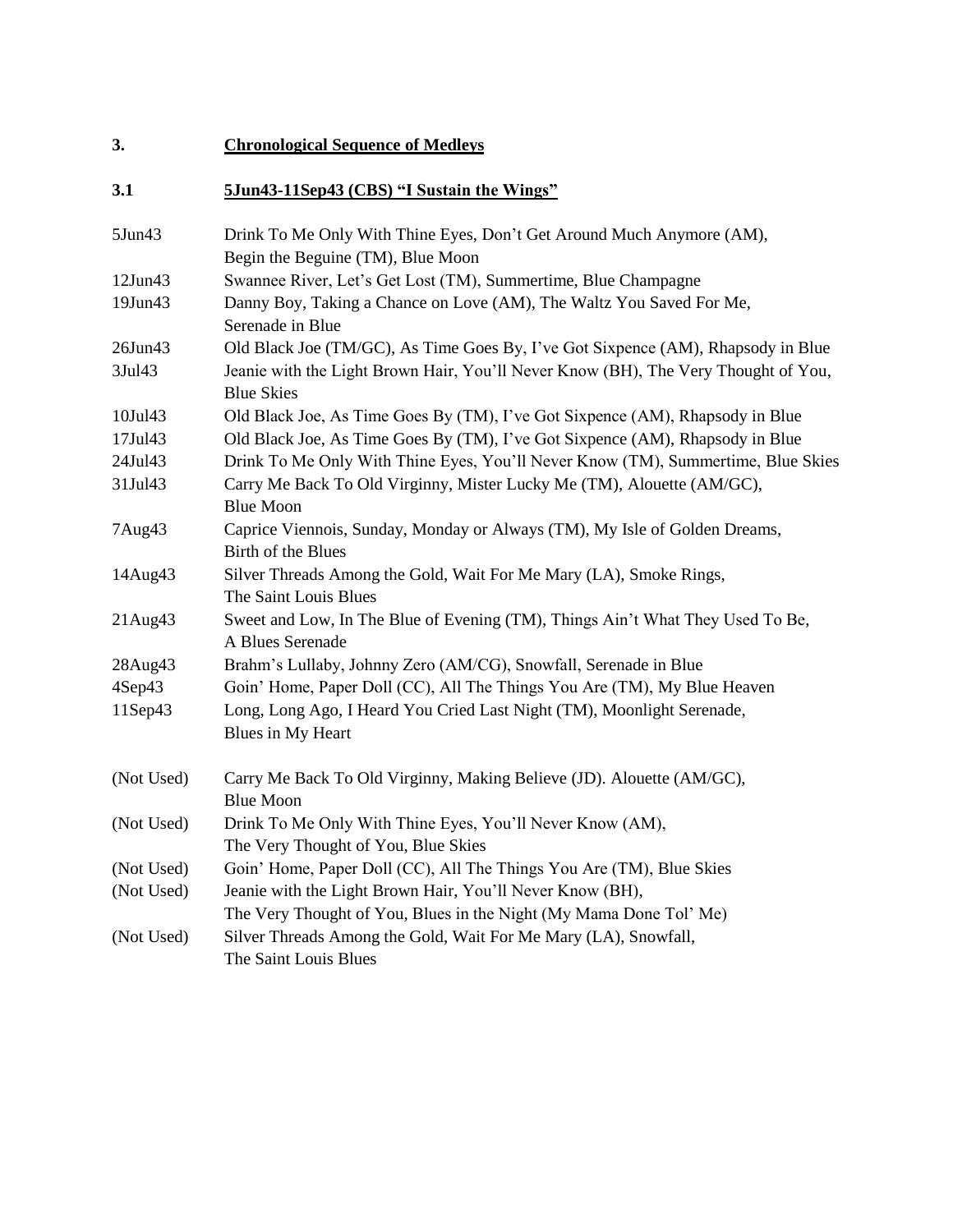## 3. Chronological Sequence of Medleys

### 3.1 5Jun43-11Sep43 (CBS) "I Sustain the Wings"

| | |
|---|---|
| 5Jun43 | Drink To Me Only With Thine Eyes, Don't Get Around Much Anymore (AM), Begin the Beguine (TM), Blue Moon |
| 12Jun43 | Swannee River, Let's Get Lost (TM), Summertime, Blue Champagne |
| 19Jun43 | Danny Boy, Taking a Chance on Love (AM), The Waltz You Saved For Me, Serenade in Blue |
| 26Jun43 | Old Black Joe (TM/GC), As Time Goes By, I've Got Sixpence (AM), Rhapsody in Blue |
| 3Jul43 | Jeanie with the Light Brown Hair, You'll Never Know (BH), The Very Thought of You, Blue Skies |
| 10Jul43 | Old Black Joe, As Time Goes By (TM), I've Got Sixpence (AM), Rhapsody in Blue |
| 17Jul43 | Old Black Joe, As Time Goes By (TM), I've Got Sixpence (AM), Rhapsody in Blue |
| 24Jul43 | Drink To Me Only With Thine Eyes, You'll Never Know (TM), Summertime, Blue Skies |
| 31Jul43 | Carry Me Back To Old Virginny, Mister Lucky Me (TM), Alouette (AM/GC), Blue Moon |
| 7Aug43 | Caprice Viennois, Sunday, Monday or Always (TM), My Isle of Golden Dreams, Birth of the Blues |
| 14Aug43 | Silver Threads Among the Gold, Wait For Me Mary (LA), Smoke Rings, The Saint Louis Blues |
| 21Aug43 | Sweet and Low, In The Blue of Evening (TM), Things Ain't What They Used To Be, A Blues Serenade |
| 28Aug43 | Brahm's Lullaby, Johnny Zero (AM/CG), Snowfall, Serenade in Blue |
| 4Sep43 | Goin' Home, Paper Doll (CC), All The Things You Are (TM), My Blue Heaven |
| 11Sep43 | Long, Long Ago, I Heard You Cried Last Night (TM), Moonlight Serenade, Blues in My Heart |
| (Not Used) | Carry Me Back To Old Virginny, Making Believe (JD). Alouette (AM/GC), Blue Moon |
| (Not Used) | Drink To Me Only With Thine Eyes, You'll Never Know (AM), The Very Thought of You, Blue Skies |
| (Not Used) | Goin' Home, Paper Doll (CC), All The Things You Are (TM), Blue Skies |
| (Not Used) | Jeanie with the Light Brown Hair, You'll Never Know (BH), The Very Thought of You, Blues in the Night (My Mama Done Tol' Me) |
| (Not Used) | Silver Threads Among the Gold, Wait For Me Mary (LA), Snowfall, The Saint Louis Blues |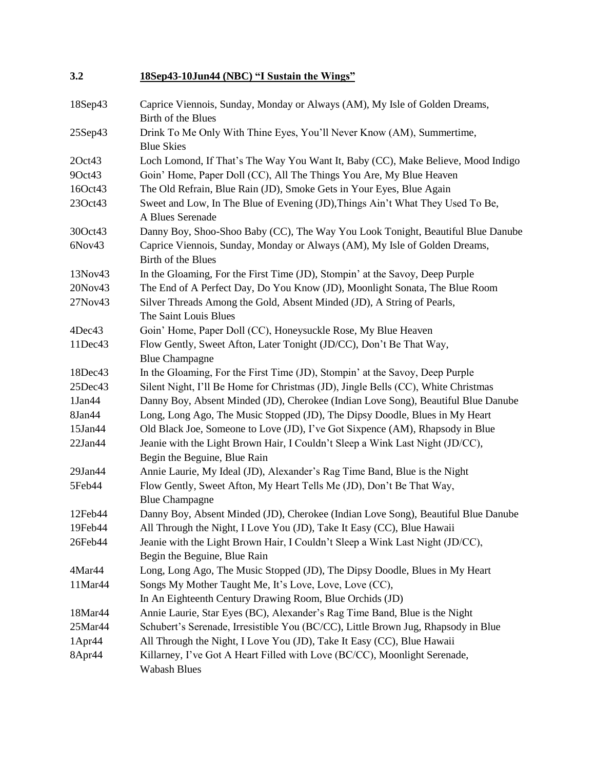### 3.2 18Sep43-10Jun44 (NBC) "I Sustain the Wings"

| | |
|---|---|
| 18Sep43 | Caprice Viennois, Sunday, Monday or Always (AM), My Isle of Golden Dreams, Birth of the Blues |
| 25Sep43 | Drink To Me Only With Thine Eyes, You'll Never Know (AM), Summertime, Blue Skies |
| 2Oct43 | Loch Lomond, If That's The Way You Want It, Baby (CC), Make Believe, Mood Indigo |
| 9Oct43 | Goin' Home, Paper Doll (CC), All The Things You Are, My Blue Heaven |
| 16Oct43 | The Old Refrain, Blue Rain (JD), Smoke Gets in Your Eyes, Blue Again |
| 23Oct43 | Sweet and Low, In The Blue of Evening (JD),Things Ain't What They Used To Be, A Blues Serenade |
| 30Oct43 | Danny Boy, Shoo-Shoo Baby (CC), The Way You Look Tonight, Beautiful Blue Danube |
| 6Nov43 | Caprice Viennois, Sunday, Monday or Always (AM), My Isle of Golden Dreams, Birth of the Blues |
| 13Nov43 | In the Gloaming, For the First Time (JD), Stompin' at the Savoy, Deep Purple |
| 20Nov43 | The End of A Perfect Day, Do You Know (JD), Moonlight Sonata, The Blue Room |
| 27Nov43 | Silver Threads Among the Gold, Absent Minded (JD), A String of Pearls, The Saint Louis Blues |
| 4Dec43 | Goin' Home, Paper Doll (CC), Honeysuckle Rose, My Blue Heaven |
| 11Dec43 | Flow Gently, Sweet Afton, Later Tonight (JD/CC), Don't Be That Way, Blue Champagne |
| 18Dec43 | In the Gloaming, For the First Time (JD), Stompin' at the Savoy, Deep Purple |
| 25Dec43 | Silent Night, I'll Be Home for Christmas (JD), Jingle Bells (CC), White Christmas |
| 1Jan44 | Danny Boy, Absent Minded (JD), Cherokee (Indian Love Song), Beautiful Blue Danube |
| 8Jan44 | Long, Long Ago, The Music Stopped (JD), The Dipsy Doodle, Blues in My Heart |
| 15Jan44 | Old Black Joe, Someone to Love (JD), I've Got Sixpence (AM), Rhapsody in Blue |
| 22Jan44 | Jeanie with the Light Brown Hair, I Couldn't Sleep a Wink Last Night (JD/CC), Begin the Beguine, Blue Rain |
| 29Jan44 | Annie Laurie, My Ideal (JD), Alexander's Rag Time Band, Blue is the Night |
| 5Feb44 | Flow Gently, Sweet Afton, My Heart Tells Me (JD), Don't Be That Way, Blue Champagne |
| 12Feb44 | Danny Boy, Absent Minded (JD), Cherokee (Indian Love Song), Beautiful Blue Danube |
| 19Feb44 | All Through the Night, I Love You (JD), Take It Easy (CC), Blue Hawaii |
| 26Feb44 | Jeanie with the Light Brown Hair, I Couldn't Sleep a Wink Last Night (JD/CC), Begin the Beguine, Blue Rain |
| 4Mar44 | Long, Long Ago, The Music Stopped (JD), The Dipsy Doodle, Blues in My Heart |
| 11Mar44 | Songs My Mother Taught Me, It's Love, Love, Love (CC), In An Eighteenth Century Drawing Room, Blue Orchids (JD) |
| 18Mar44 | Annie Laurie, Star Eyes (BC), Alexander's Rag Time Band, Blue is the Night |
| 25Mar44 | Schubert's Serenade, Irresistible You (BC/CC), Little Brown Jug, Rhapsody in Blue |
| 1Apr44 | All Through the Night, I Love You (JD), Take It Easy (CC), Blue Hawaii |
| 8Apr44 | Killarney, I've Got A Heart Filled with Love (BC/CC), Moonlight Serenade, Wabash Blues |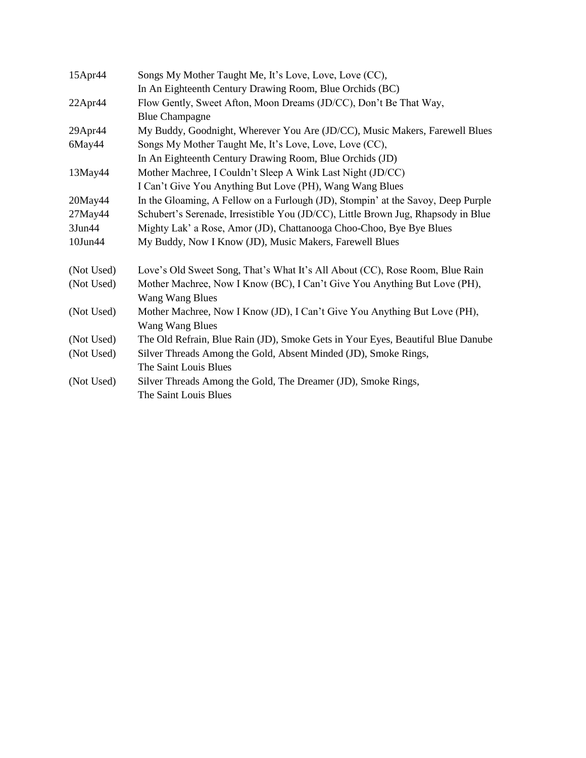| | |
|---|---|
| 15Apr44 | Songs My Mother Taught Me, It's Love, Love, Love (CC), In An Eighteenth Century Drawing Room, Blue Orchids (BC) |
| 22Apr44 | Flow Gently, Sweet Afton, Moon Dreams (JD/CC), Don't Be That Way, Blue Champagne |
| 29Apr44 | My Buddy, Goodnight, Wherever You Are (JD/CC), Music Makers, Farewell Blues |
| 6May44 | Songs My Mother Taught Me, It's Love, Love, Love (CC), In An Eighteenth Century Drawing Room, Blue Orchids (JD) |
| 13May44 | Mother Machree, I Couldn't Sleep A Wink Last Night (JD/CC) I Can't Give You Anything But Love (PH), Wang Wang Blues |
| 20May44 | In the Gloaming, A Fellow on a Furlough (JD), Stompin' at the Savoy, Deep Purple |
| 27May44 | Schubert's Serenade, Irresistible You (JD/CC), Little Brown Jug, Rhapsody in Blue |
| 3Jun44 | Mighty Lak' a Rose, Amor (JD), Chattanooga Choo-Choo, Bye Bye Blues |
| 10Jun44 | My Buddy, Now I Know (JD), Music Makers, Farewell Blues |
| (Not Used) | Love's Old Sweet Song, That's What It's All About (CC), Rose Room, Blue Rain |
| (Not Used) | Mother Machree, Now I Know (BC), I Can't Give You Anything But Love (PH), Wang Wang Blues |
| (Not Used) | Mother Machree, Now I Know (JD), I Can't Give You Anything But Love (PH), Wang Wang Blues |
| (Not Used) | The Old Refrain, Blue Rain (JD), Smoke Gets in Your Eyes, Beautiful Blue Danube |
| (Not Used) | Silver Threads Among the Gold, Absent Minded (JD), Smoke Rings, The Saint Louis Blues |
| (Not Used) | Silver Threads Among the Gold, The Dreamer (JD), Smoke Rings, The Saint Louis Blues |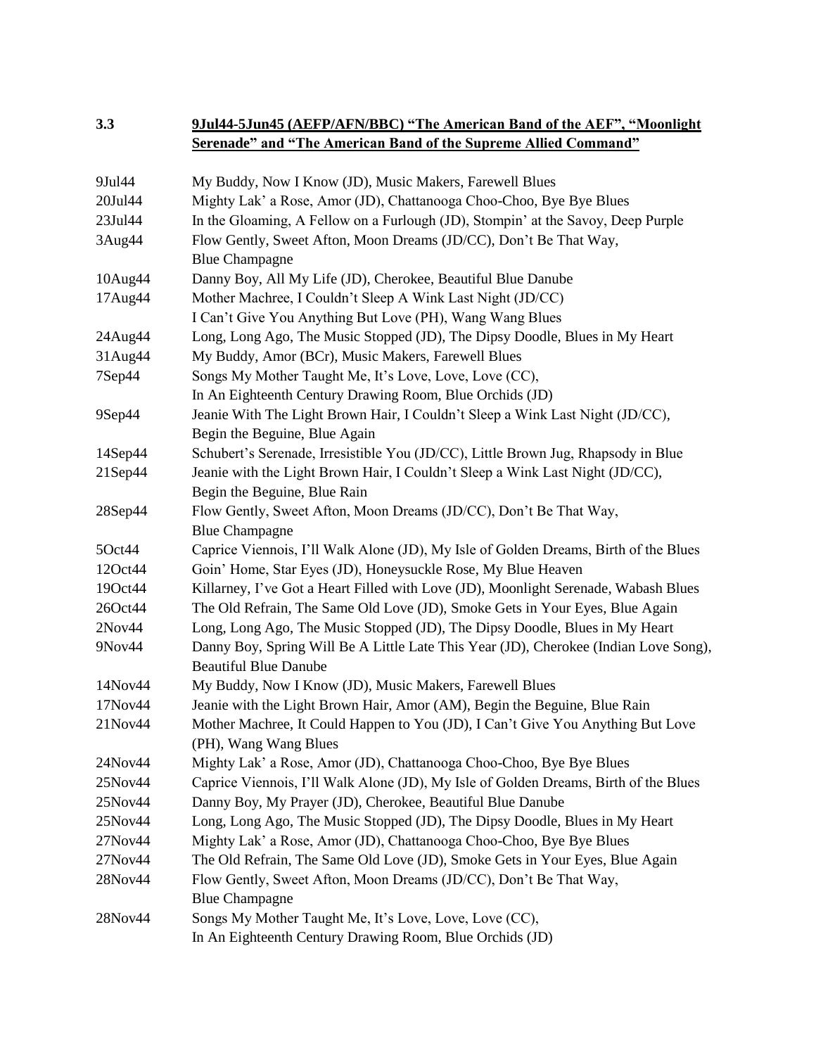## 3.3 9Jul44-5Jun45 (AEFP/AFN/BBC) "The American Band of the AEF", "Moonlight Serenade" and "The American Band of the Supreme Allied Command"

| | |
|---|---|
| 9Jul44 | My Buddy, Now I Know (JD), Music Makers, Farewell Blues |
| 20Jul44 | Mighty Lak' a Rose, Amor (JD), Chattanooga Choo-Choo, Bye Bye Blues |
| 23Jul44 | In the Gloaming, A Fellow on a Furlough (JD), Stompin' at the Savoy, Deep Purple |
| 3Aug44 | Flow Gently, Sweet Afton, Moon Dreams (JD/CC), Don't Be That Way, Blue Champagne |
| 10Aug44 | Danny Boy, All My Life (JD), Cherokee, Beautiful Blue Danube |
| 17Aug44 | Mother Machree, I Couldn't Sleep A Wink Last Night (JD/CC) I Can't Give You Anything But Love (PH), Wang Wang Blues |
| 24Aug44 | Long, Long Ago, The Music Stopped (JD), The Dipsy Doodle, Blues in My Heart |
| 31Aug44 | My Buddy, Amor (BCr), Music Makers, Farewell Blues |
| 7Sep44 | Songs My Mother Taught Me, It's Love, Love, Love (CC), In An Eighteenth Century Drawing Room, Blue Orchids (JD) |
| 9Sep44 | Jeanie With The Light Brown Hair, I Couldn't Sleep a Wink Last Night (JD/CC), Begin the Beguine, Blue Again |
| 14Sep44 | Schubert's Serenade, Irresistible You (JD/CC), Little Brown Jug, Rhapsody in Blue |
| 21Sep44 | Jeanie with the Light Brown Hair, I Couldn't Sleep a Wink Last Night (JD/CC), Begin the Beguine, Blue Rain |
| 28Sep44 | Flow Gently, Sweet Afton, Moon Dreams (JD/CC), Don't Be That Way, Blue Champagne |
| 5Oct44 | Caprice Viennois, I'll Walk Alone (JD), My Isle of Golden Dreams, Birth of the Blues |
| 12Oct44 | Goin' Home, Star Eyes (JD), Honeysuckle Rose, My Blue Heaven |
| 19Oct44 | Killarney, I've Got a Heart Filled with Love (JD), Moonlight Serenade, Wabash Blues |
| 26Oct44 | The Old Refrain, The Same Old Love (JD), Smoke Gets in Your Eyes, Blue Again |
| 2Nov44 | Long, Long Ago, The Music Stopped (JD), The Dipsy Doodle, Blues in My Heart |
| 9Nov44 | Danny Boy, Spring Will Be A Little Late This Year (JD), Cherokee (Indian Love Song), Beautiful Blue Danube |
| 14Nov44 | My Buddy, Now I Know (JD), Music Makers, Farewell Blues |
| 17Nov44 | Jeanie with the Light Brown Hair, Amor (AM), Begin the Beguine, Blue Rain |
| 21Nov44 | Mother Machree, It Could Happen to You (JD), I Can't Give You Anything But Love (PH), Wang Wang Blues |
| 24Nov44 | Mighty Lak' a Rose, Amor (JD), Chattanooga Choo-Choo, Bye Bye Blues |
| 25Nov44 | Caprice Viennois, I'll Walk Alone (JD), My Isle of Golden Dreams, Birth of the Blues |
| 25Nov44 | Danny Boy, My Prayer (JD), Cherokee, Beautiful Blue Danube |
| 25Nov44 | Long, Long Ago, The Music Stopped (JD), The Dipsy Doodle, Blues in My Heart |
| 27Nov44 | Mighty Lak' a Rose, Amor (JD), Chattanooga Choo-Choo, Bye Bye Blues |
| 27Nov44 | The Old Refrain, The Same Old Love (JD), Smoke Gets in Your Eyes, Blue Again |
| 28Nov44 | Flow Gently, Sweet Afton, Moon Dreams (JD/CC), Don't Be That Way, Blue Champagne |
| 28Nov44 | Songs My Mother Taught Me, It's Love, Love, Love (CC), In An Eighteenth Century Drawing Room, Blue Orchids (JD) |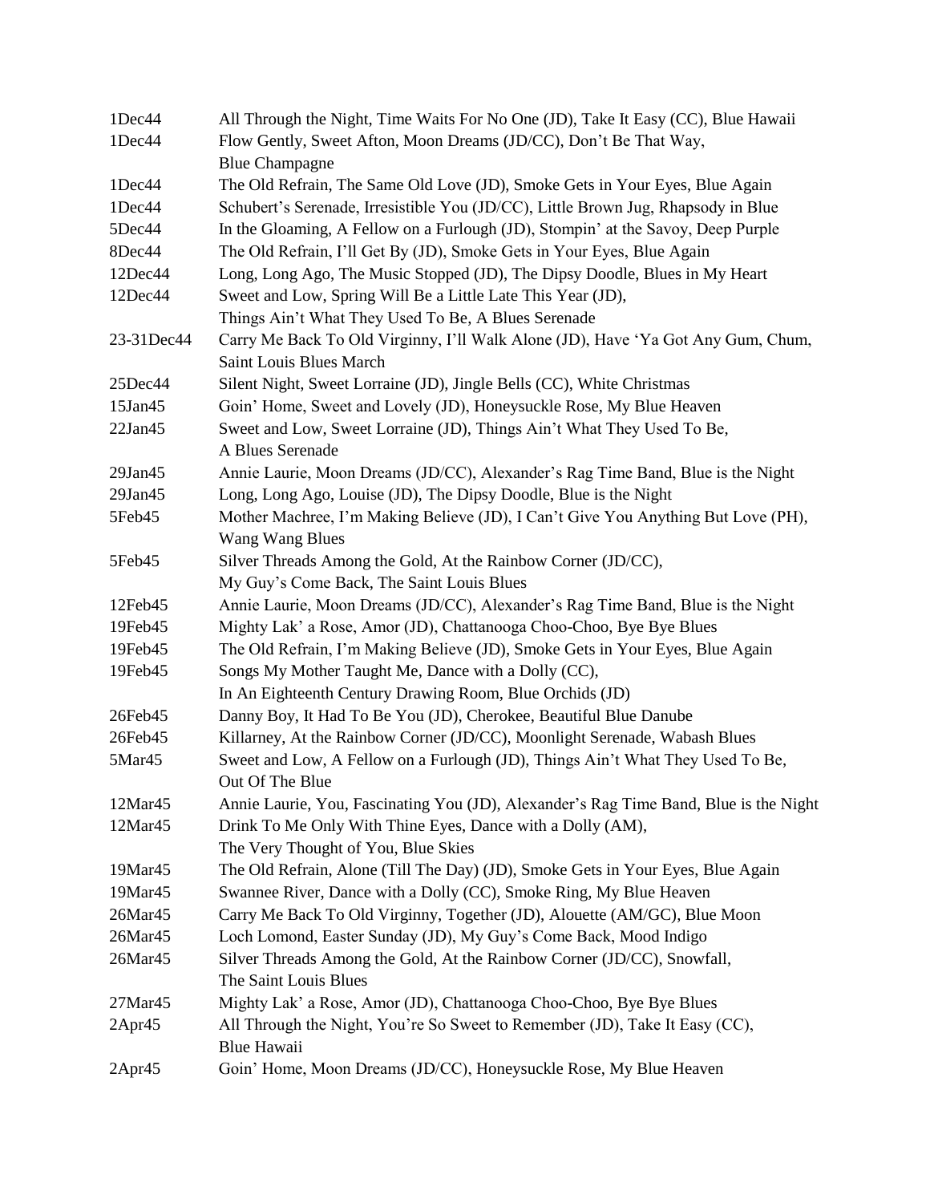| | |
|---|---|
| 1Dec44 | All Through the Night, Time Waits For No One (JD), Take It Easy (CC), Blue Hawaii |
| 1Dec44 | Flow Gently, Sweet Afton, Moon Dreams (JD/CC), Don't Be That Way, Blue Champagne |
| 1Dec44 | The Old Refrain, The Same Old Love (JD), Smoke Gets in Your Eyes, Blue Again |
| 1Dec44 | Schubert's Serenade, Irresistible You (JD/CC), Little Brown Jug, Rhapsody in Blue |
| 5Dec44 | In the Gloaming, A Fellow on a Furlough (JD), Stompin' at the Savoy, Deep Purple |
| 8Dec44 | The Old Refrain, I'll Get By (JD), Smoke Gets in Your Eyes, Blue Again |
| 12Dec44 | Long, Long Ago, The Music Stopped (JD), The Dipsy Doodle, Blues in My Heart |
| 12Dec44 | Sweet and Low, Spring Will Be a Little Late This Year (JD), Things Ain't What They Used To Be, A Blues Serenade |
| 23-31Dec44 | Carry Me Back To Old Virginny, I'll Walk Alone (JD), Have 'Ya Got Any Gum, Chum, Saint Louis Blues March |
| 25Dec44 | Silent Night, Sweet Lorraine (JD), Jingle Bells (CC), White Christmas |
| 15Jan45 | Goin' Home, Sweet and Lovely (JD), Honeysuckle Rose, My Blue Heaven |
| 22Jan45 | Sweet and Low, Sweet Lorraine (JD), Things Ain't What They Used To Be, A Blues Serenade |
| 29Jan45 | Annie Laurie, Moon Dreams (JD/CC), Alexander's Rag Time Band, Blue is the Night |
| 29Jan45 | Long, Long Ago, Louise (JD), The Dipsy Doodle, Blue is the Night |
| 5Feb45 | Mother Machree, I'm Making Believe (JD), I Can't Give You Anything But Love (PH), Wang Wang Blues |
| 5Feb45 | Silver Threads Among the Gold, At the Rainbow Corner (JD/CC), My Guy's Come Back, The Saint Louis Blues |
| 12Feb45 | Annie Laurie, Moon Dreams (JD/CC), Alexander's Rag Time Band, Blue is the Night |
| 19Feb45 | Mighty Lak' a Rose, Amor (JD), Chattanooga Choo-Choo, Bye Bye Blues |
| 19Feb45 | The Old Refrain, I'm Making Believe (JD), Smoke Gets in Your Eyes, Blue Again |
| 19Feb45 | Songs My Mother Taught Me, Dance with a Dolly (CC), In An Eighteenth Century Drawing Room, Blue Orchids (JD) |
| 26Feb45 | Danny Boy, It Had To Be You (JD), Cherokee, Beautiful Blue Danube |
| 26Feb45 | Killarney, At the Rainbow Corner (JD/CC), Moonlight Serenade, Wabash Blues |
| 5Mar45 | Sweet and Low, A Fellow on a Furlough (JD), Things Ain't What They Used To Be, Out Of The Blue |
| 12Mar45 | Annie Laurie, You, Fascinating You (JD), Alexander's Rag Time Band, Blue is the Night |
| 12Mar45 | Drink To Me Only With Thine Eyes, Dance with a Dolly (AM), The Very Thought of You, Blue Skies |
| 19Mar45 | The Old Refrain, Alone (Till The Day) (JD), Smoke Gets in Your Eyes, Blue Again |
| 19Mar45 | Swannee River, Dance with a Dolly (CC), Smoke Ring, My Blue Heaven |
| 26Mar45 | Carry Me Back To Old Virginny, Together (JD), Alouette (AM/GC), Blue Moon |
| 26Mar45 | Loch Lomond, Easter Sunday (JD), My Guy's Come Back, Mood Indigo |
| 26Mar45 | Silver Threads Among the Gold, At the Rainbow Corner (JD/CC), Snowfall, The Saint Louis Blues |
| 27Mar45 | Mighty Lak' a Rose, Amor (JD), Chattanooga Choo-Choo, Bye Bye Blues |
| 2Apr45 | All Through the Night, You're So Sweet to Remember (JD), Take It Easy (CC), Blue Hawaii |
| 2Apr45 | Goin' Home, Moon Dreams (JD/CC), Honeysuckle Rose, My Blue Heaven |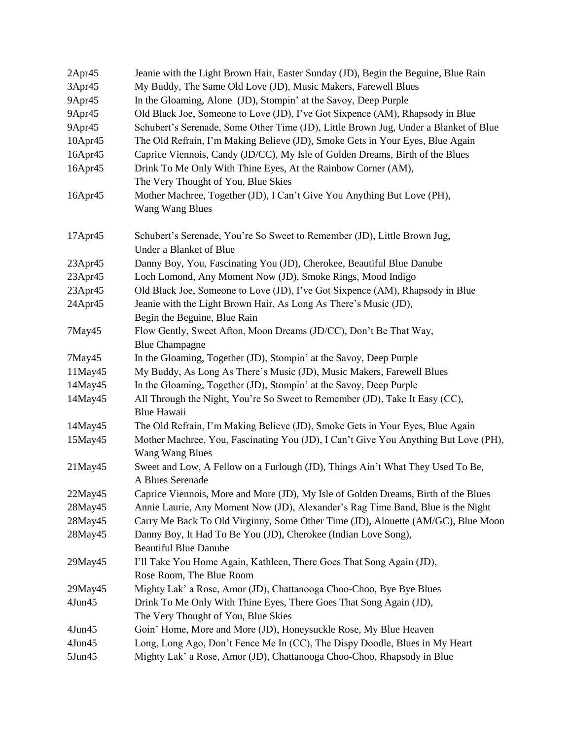| | |
|---|---|
| 2Apr45 | Jeanie with the Light Brown Hair, Easter Sunday (JD), Begin the Beguine, Blue Rain |
| 3Apr45 | My Buddy, The Same Old Love (JD), Music Makers, Farewell Blues |
| 9Apr45 | In the Gloaming, Alone (JD), Stompin' at the Savoy, Deep Purple |
| 9Apr45 | Old Black Joe, Someone to Love (JD), I've Got Sixpence (AM), Rhapsody in Blue |
| 9Apr45 | Schubert's Serenade, Some Other Time (JD), Little Brown Jug, Under a Blanket of Blue |
| 10Apr45 | The Old Refrain, I'm Making Believe (JD), Smoke Gets in Your Eyes, Blue Again |
| 16Apr45 | Caprice Viennois, Candy (JD/CC), My Isle of Golden Dreams, Birth of the Blues |
| 16Apr45 | Drink To Me Only With Thine Eyes, At the Rainbow Corner (AM), The Very Thought of You, Blue Skies |
| 16Apr45 | Mother Machree, Together (JD), I Can't Give You Anything But Love (PH), Wang Wang Blues |
| 17Apr45 | Schubert's Serenade, You're So Sweet to Remember (JD), Little Brown Jug, Under a Blanket of Blue |
| 23Apr45 | Danny Boy, You, Fascinating You (JD), Cherokee, Beautiful Blue Danube |
| 23Apr45 | Loch Lomond, Any Moment Now (JD), Smoke Rings, Mood Indigo |
| 23Apr45 | Old Black Joe, Someone to Love (JD), I've Got Sixpence (AM), Rhapsody in Blue |
| 24Apr45 | Jeanie with the Light Brown Hair, As Long As There's Music (JD), Begin the Beguine, Blue Rain |
| 7May45 | Flow Gently, Sweet Afton, Moon Dreams (JD/CC), Don't Be That Way, Blue Champagne |
| 7May45 | In the Gloaming, Together (JD), Stompin' at the Savoy, Deep Purple |
| 11May45 | My Buddy, As Long As There's Music (JD), Music Makers, Farewell Blues |
| 14May45 | In the Gloaming, Together (JD), Stompin' at the Savoy, Deep Purple |
| 14May45 | All Through the Night, You're So Sweet to Remember (JD), Take It Easy (CC), Blue Hawaii |
| 14May45 | The Old Refrain, I'm Making Believe (JD), Smoke Gets in Your Eyes, Blue Again |
| 15May45 | Mother Machree, You, Fascinating You (JD), I Can't Give You Anything But Love (PH), Wang Wang Blues |
| 21May45 | Sweet and Low, A Fellow on a Furlough (JD), Things Ain't What They Used To Be, A Blues Serenade |
| 22May45 | Caprice Viennois, More and More (JD), My Isle of Golden Dreams, Birth of the Blues |
| 28May45 | Annie Laurie, Any Moment Now (JD), Alexander's Rag Time Band, Blue is the Night |
| 28May45 | Carry Me Back To Old Virginny, Some Other Time (JD), Alouette (AM/GC), Blue Moon |
| 28May45 | Danny Boy, It Had To Be You (JD), Cherokee (Indian Love Song), Beautiful Blue Danube |
| 29May45 | I'll Take You Home Again, Kathleen, There Goes That Song Again (JD), Rose Room, The Blue Room |
| 29May45 | Mighty Lak' a Rose, Amor (JD), Chattanooga Choo-Choo, Bye Bye Blues |
| 4Jun45 | Drink To Me Only With Thine Eyes, There Goes That Song Again (JD), The Very Thought of You, Blue Skies |
| 4Jun45 | Goin' Home, More and More (JD), Honeysuckle Rose, My Blue Heaven |
| 4Jun45 | Long, Long Ago, Don't Fence Me In (CC), The Dispy Doodle, Blues in My Heart |
| 5Jun45 | Mighty Lak' a Rose, Amor (JD), Chattanooga Choo-Choo, Rhapsody in Blue |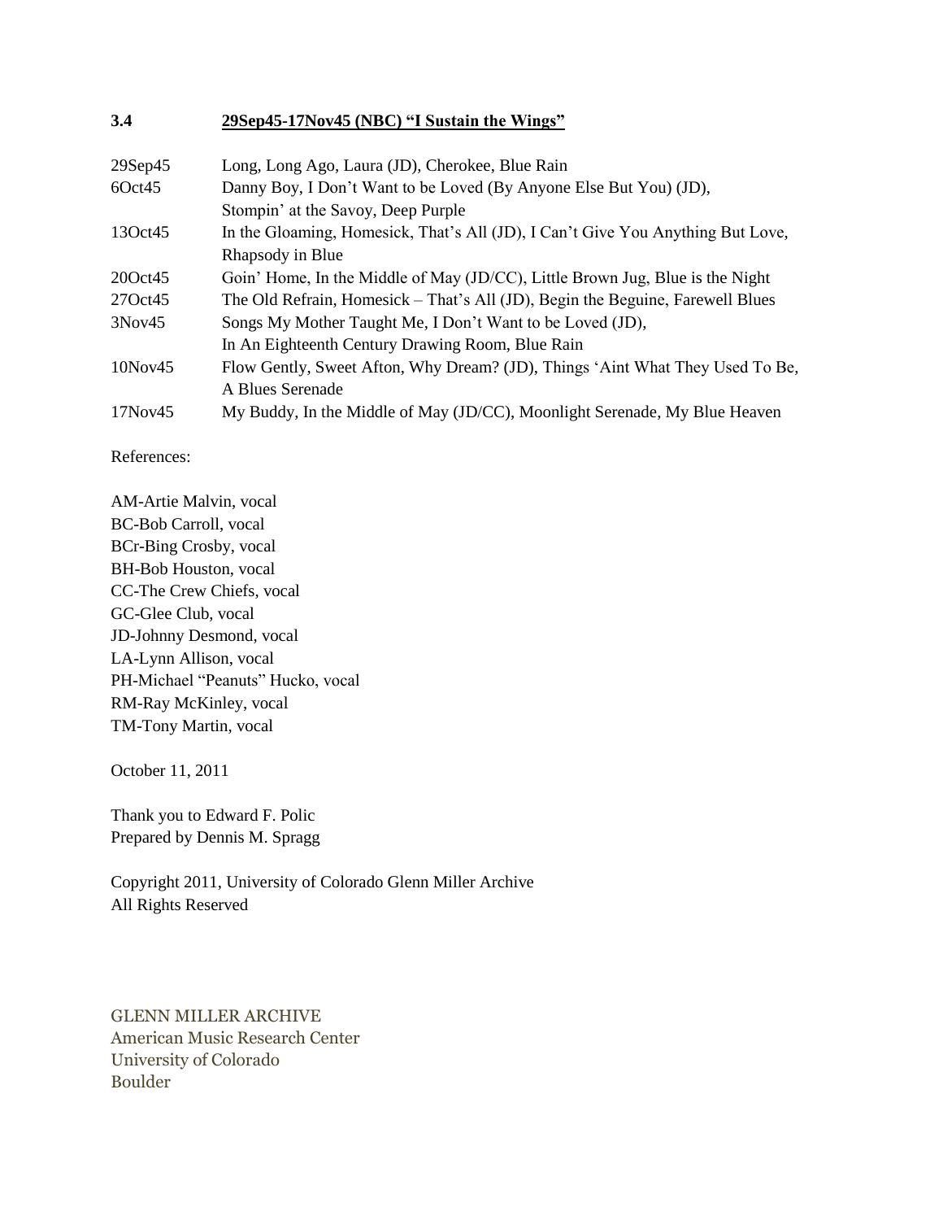### 3.4 29Sep45-17Nov45 (NBC) "I Sustain the Wings"

| | |
|---|---|
| 29Sep45 | Long, Long Ago, Laura (JD), Cherokee, Blue Rain |
| 6Oct45 | Danny Boy, I Don't Want to be Loved (By Anyone Else But You) (JD), Stompin' at the Savoy, Deep Purple |
| 13Oct45 | In the Gloaming, Homesick, That's All (JD), I Can't Give You Anything But Love, Rhapsody in Blue |
| 20Oct45 | Goin' Home, In the Middle of May (JD/CC), Little Brown Jug, Blue is the Night |
| 27Oct45 | The Old Refrain, Homesick – That's All (JD), Begin the Beguine, Farewell Blues |
| 3Nov45 | Songs My Mother Taught Me, I Don't Want to be Loved (JD), In An Eighteenth Century Drawing Room, Blue Rain |
| 10Nov45 | Flow Gently, Sweet Afton, Why Dream? (JD), Things 'Aint What They Used To Be, A Blues Serenade |
| 17Nov45 | My Buddy, In the Middle of May (JD/CC), Moonlight Serenade, My Blue Heaven |

References:

AM-Artie Malvin, vocal
BC-Bob Carroll, vocal
BCr-Bing Crosby, vocal
BH-Bob Houston, vocal
CC-The Crew Chiefs, vocal
GC-Glee Club, vocal
JD-Johnny Desmond, vocal
LA-Lynn Allison, vocal
PH-Michael "Peanuts" Hucko, vocal
RM-Ray McKinley, vocal
TM-Tony Martin, vocal

October 11, 2011

Thank you to Edward F. Polic
Prepared by Dennis M. Spragg

Copyright 2011, University of Colorado Glenn Miller Archive
All Rights Reserved

GLENN MILLER ARCHIVE
American Music Research Center
University of Colorado
Boulder